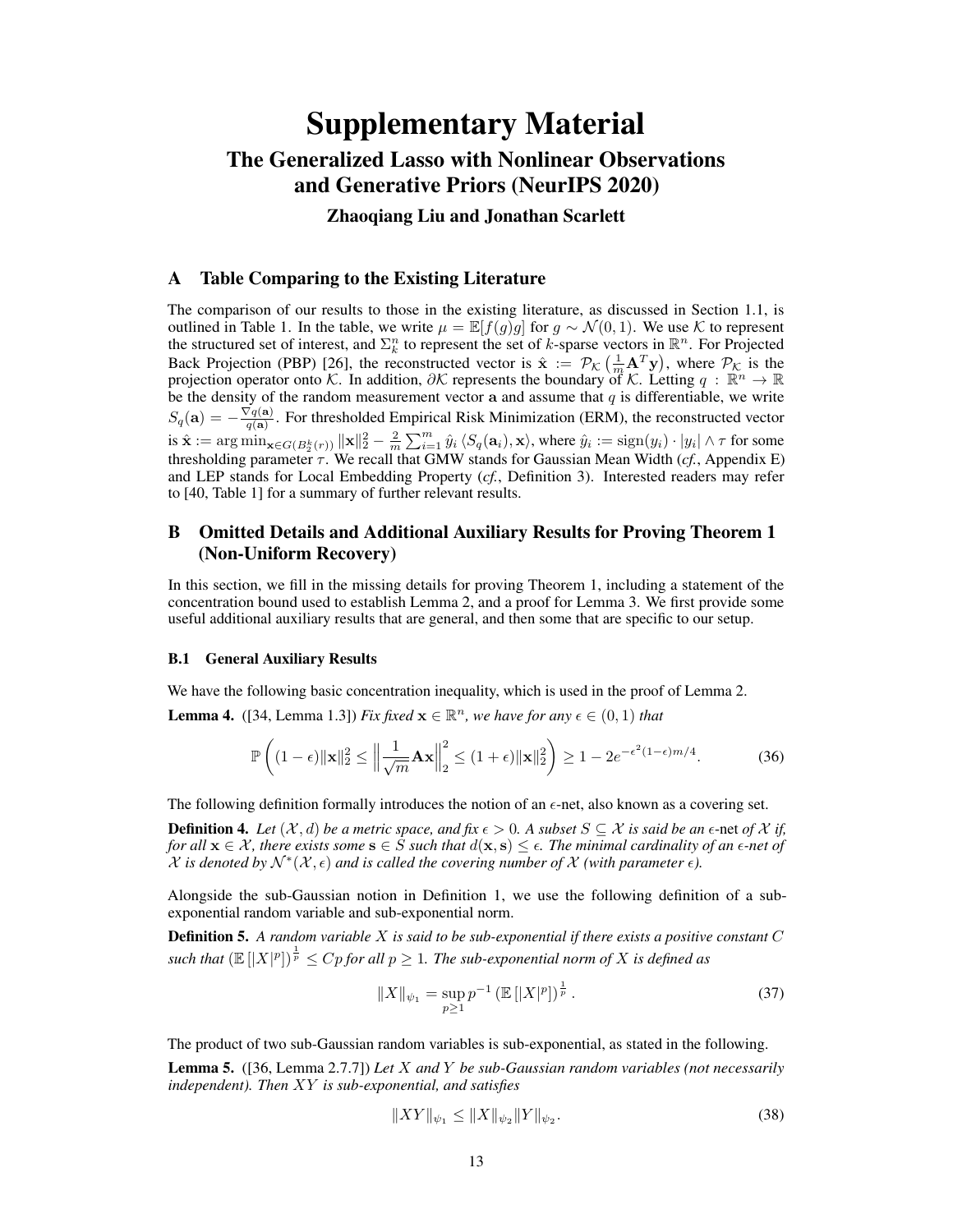# Supplementary Material

## The Generalized Lasso with Nonlinear Observations and Generative Priors (NeurIPS 2020)

### Zhaoqiang Liu and Jonathan Scarlett

## A Table Comparing to the Existing Literature

The comparison of our results to those in the existing literature, as discussed in Section 1.1, is outlined in Table 1. In the table, we write $\mu = \mathbb{E}[f(g)g]$ for $g \sim \mathcal{N}(0,1)$. We use $\mathcal{K}$ to represent the structured set of interest, and $\Sigma_k^n$ to represent the set of $k$-sparse vectors in $\mathbb{R}^n$. For Projected Back Projection (PBP) [26], the reconstructed vector is $\hat{\mathbf{x}} := \mathcal{P}_{\mathcal{K}}\left(\frac{1}{m}\mathbf{A}^T\mathbf{y}\right)$, where $\mathcal{P}_{\mathcal{K}}$ is the projection operator onto $\mathcal{K}$. In addition, $\partial\mathcal{K}$ represents the boundary of $\mathcal{K}$. Letting $q : \mathbb{R}^n \to \mathbb{R}$ be the density of the random measurement vector $\mathbf{a}$ and assume that $q$ is differentiable, we write $S_q(\mathbf{a}) = -\frac{\nabla q(\mathbf{a})}{q(\mathbf{a})}$. For thresholded Empirical Risk Minimization (ERM), the reconstructed vector is $\hat{\mathbf{x}} := \arg\min_{\mathbf{x}\in G(B_2^k(r))} \|\mathbf{x}\|_2^2 - \frac{2}{m}\sum_{i=1}^m \hat{y}_i \langle S_q(\mathbf{a}_i), \mathbf{x}\rangle$, where $\hat{y}_i := \mathrm{sign}(y_i)\cdot|y_i| \wedge \tau$ for some thresholding parameter $\tau$. We recall that GMW stands for Gaussian Mean Width (*cf.*, Appendix E) and LEP stands for Local Embedding Property (*cf.*, Definition 3). Interested readers may refer to [40, Table 1] for a summary of further relevant results.

## B Omitted Details and Additional Auxiliary Results for Proving Theorem 1 (Non-Uniform Recovery)

In this section, we fill in the missing details for proving Theorem 1, including a statement of the concentration bound used to establish Lemma 2, and a proof for Lemma 3. We first provide some useful additional auxiliary results that are general, and then some that are specific to our setup.

### B.1 General Auxiliary Results

We have the following basic concentration inequality, which is used in the proof of Lemma 2.

**Lemma 4.** ([34, Lemma 1.3]) *Fix fixed $\mathbf{x} \in \mathbb{R}^n$, we have for any $\epsilon \in (0,1)$ that*

$$\mathbb{P}\left((1-\epsilon)\|\mathbf{x}\|_2^2 \leq \left\|\frac{1}{\sqrt{m}}\mathbf{A}\mathbf{x}\right\|_2^2 \leq (1+\epsilon)\|\mathbf{x}\|_2^2\right) \geq 1 - 2e^{-\epsilon^2(1-\epsilon)m/4}. \tag{36}$$

The following definition formally introduces the notion of an $\epsilon$-net, also known as a covering set.

**Definition 4.** *Let $(\mathcal{X}, d)$ be a metric space, and fix $\epsilon > 0$. A subset $S \subseteq \mathcal{X}$ is said be an $\epsilon$-net of $\mathcal{X}$ if, for all $\mathbf{x} \in \mathcal{X}$, there exists some $\mathbf{s} \in S$ such that $d(\mathbf{x}, \mathbf{s}) \leq \epsilon$. The minimal cardinality of an $\epsilon$-net of $\mathcal{X}$ is denoted by $\mathcal{N}^*(\mathcal{X}, \epsilon)$ and is called the covering number of $\mathcal{X}$ (with parameter $\epsilon$).*

Alongside the sub-Gaussian notion in Definition 1, we use the following definition of a sub-exponential random variable and sub-exponential norm.

**Definition 5.** *A random variable $X$ is said to be sub-exponential if there exists a positive constant $C$ such that $\left(\mathbb{E}\left[|X|^p\right]\right)^{\frac{1}{p}} \leq Cp$ for all $p \geq 1$. The sub-exponential norm of $X$ is defined as*

$$\|X\|_{\psi_1} = \sup_{p\geq 1} p^{-1}\left(\mathbb{E}\left[|X|^p\right]\right)^{\frac{1}{p}}. \tag{37}$$

The product of two sub-Gaussian random variables is sub-exponential, as stated in the following.

**Lemma 5.** ([36, Lemma 2.7.7]) *Let $X$ and $Y$ be sub-Gaussian random variables (not necessarily independent). Then $XY$ is sub-exponential, and satisfies*

$$\|XY\|_{\psi_1} \leq \|X\|_{\psi_2}\|Y\|_{\psi_2}. \tag{38}$$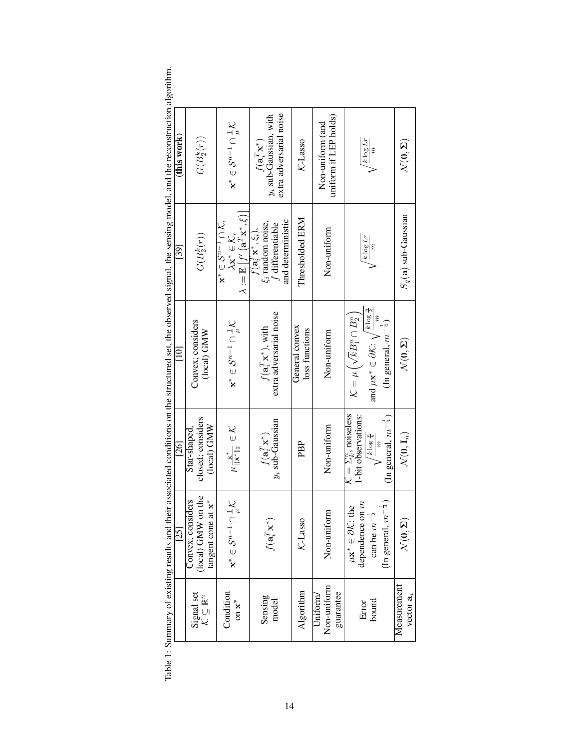Table 1: Summary of existing results and their associated conditions on the structured set, the observed signal, the sensing model, and the reconstruction algorithm.

| | [25] | [26] | [10] | [39] | **(this work)** |
|---|---|---|---|---|---|
| Signal set $\mathcal{K} \subseteq \mathbb{R}^n$ | Convex; considers (local) GMW on the tangent cone at $\mathbf{x}^*$ | Star-shaped, closed; considers (local) GMW | Convex; considers (local) GMW | $G(B_2^k(r))$ | $G(B_2^k(r))$ |
| Condition on $\mathbf{x}^*$ | $\mathbf{x}^* \in \mathcal{S}^{n-1} \cap \frac{1}{\mu}\mathcal{K}$ | $\mu \frac{\mathbf{x}^*}{\\|\mathbf{x}^*\\|_2} \in \mathcal{K}$ | $\mathbf{x}^* \in \mathcal{S}^{n-1} \cap \frac{1}{\mu}\mathcal{K}$ | $\mathbf{x}^* \in \mathcal{S}^{n-1} \cap \mathcal{K}$, $\lambda \mathbf{x}^* \in \mathcal{K}$, $\lambda := \mathbb{E}\left[f'(\mathbf{a}^T\mathbf{x}^*, \xi)\right]$ | $\mathbf{x}^* \in \mathcal{S}^{n-1} \cap \frac{1}{\mu}\mathcal{K}$ |
| Sensing model | $f(\mathbf{a}_i^T\mathbf{x}^*)$ | $f(\mathbf{a}_i^T\mathbf{x}^*)$ $y_i$ sub-Gaussian | $f(\mathbf{a}_i^T\mathbf{x}^*)$, with extra adversarial noise | $f(\mathbf{a}_i^T\mathbf{x}^*, \xi_i)$, $\xi_i$ random noise, $f$ differentiable and deterministic | $f(\mathbf{a}_i^T\mathbf{x}^*)$ $y_i$ sub-Gaussian, with extra adversarial noise |
| Algorithm | $\mathcal{K}$-Lasso | PBP | General convex loss functions | Thresholded ERM | $\mathcal{K}$-Lasso |
| Uniform/ Non-uniform guarantee | Non-uniform | Non-uniform | Non-uniform | Non-uniform | Non-uniform (and uniform if LEP holds) |
| Error bound | $\mu\mathbf{x}^* \in \partial\mathcal{K}$: the dependence on $m$ can be $m^{-\frac{1}{2}}$ (In general, $m^{-\frac{1}{4}}$) | $\mathcal{K} = \Sigma_k^n$, noiseless 1-bit observations: $\sqrt{\frac{k \log \frac{n}{k}}{m}}$ (In general, $m^{-\frac{1}{4}}$) | $\mathcal{K} = \mu\left(\sqrt{k}B_1^n \cap B_2^n\right)$ and $\mu\mathbf{x}^* \in \partial\mathcal{K}$: $\sqrt{\frac{k \log \frac{n}{k}}{m}}$ (In general, $m^{-\frac{1}{4}}$) | $\sqrt{\frac{k \log Lr}{m}}$ | $\sqrt{\frac{k \log Lr}{m}}$ |
| Measurement vector $\mathbf{a}_i$ | $\mathcal{N}(\mathbf{0}, \mathbf{\Sigma})$ | $\mathcal{N}(\mathbf{0}, \mathbf{I}_n)$ | $\mathcal{N}(\mathbf{0}, \mathbf{\Sigma})$ | $S_q(\mathbf{a})$ sub-Gaussian | $\mathcal{N}(\mathbf{0}, \mathbf{\Sigma})$ |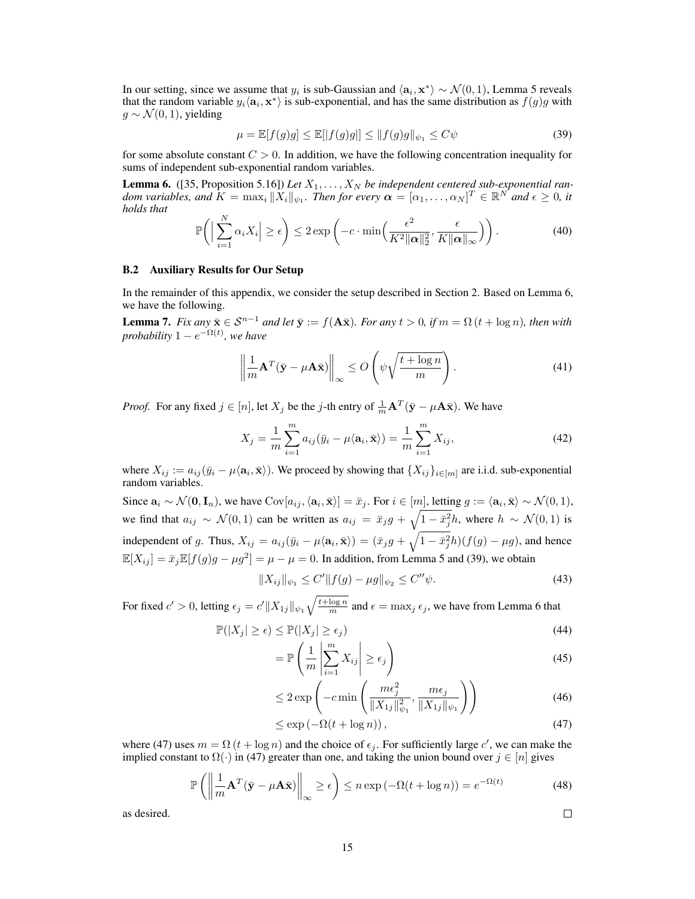In our setting, since we assume that $y_i$ is sub-Gaussian and $\langle \mathbf{a}_i, \mathbf{x}^* \rangle \sim \mathcal{N}(0,1)$, Lemma 5 reveals that the random variable $y_i \langle \mathbf{a}_i, \mathbf{x}^* \rangle$ is sub-exponential, and has the same distribution as $f(g)g$ with $g \sim \mathcal{N}(0,1)$, yielding

$$\mu = \mathbb{E}[f(g)g] \leq \mathbb{E}[|f(g)g|] \leq \|f(g)g\|_{\psi_1} \leq C\psi \tag{39}$$

for some absolute constant $C > 0$. In addition, we have the following concentration inequality for sums of independent sub-exponential random variables.

**Lemma 6.** ([35, Proposition 5.16]) *Let $X_1, \ldots, X_N$ be independent centered sub-exponential random variables, and $K = \max_i \|X_i\|_{\psi_1}$. Then for every $\boldsymbol{\alpha} = [\alpha_1, \ldots, \alpha_N]^T \in \mathbb{R}^N$ and $\epsilon \geq 0$, it holds that*

$$\mathbb{P}\Big( \Big| \sum_{i=1}^{N} \alpha_i X_i \Big| \geq \epsilon \Big) \leq 2 \exp\left( -c \cdot \min\Big( \frac{\epsilon^2}{K^2 \|\boldsymbol{\alpha}\|_2^2}, \frac{\epsilon}{K \|\boldsymbol{\alpha}\|_\infty} \Big) \right). \tag{40}$$

### B.2 Auxiliary Results for Our Setup

In the remainder of this appendix, we consider the setup described in Section 2. Based on Lemma 6, we have the following.

**Lemma 7.** *Fix any $\bar{\mathbf{x}} \in \mathcal{S}^{n-1}$ and let $\bar{\mathbf{y}} := f(\mathbf{A}\bar{\mathbf{x}})$. For any $t > 0$, if $m = \Omega(t + \log n)$, then with probability $1 - e^{-\Omega(t)}$, we have*

$$\left\| \frac{1}{m} \mathbf{A}^T (\bar{\mathbf{y}} - \mu \mathbf{A}\bar{\mathbf{x}}) \right\|_\infty \leq O\left( \psi \sqrt{\frac{t + \log n}{m}} \right). \tag{41}$$

*Proof.* For any fixed $j \in [n]$, let $X_j$ be the $j$-th entry of $\frac{1}{m}\mathbf{A}^T(\bar{\mathbf{y}} - \mu \mathbf{A}\bar{\mathbf{x}})$. We have

$$X_j = \frac{1}{m} \sum_{i=1}^{m} a_{ij} (\bar{y}_i - \mu \langle \mathbf{a}_i, \bar{\mathbf{x}} \rangle) = \frac{1}{m} \sum_{i=1}^{m} X_{ij}, \tag{42}$$

where $X_{ij} := a_{ij}(\bar{y}_i - \mu \langle \mathbf{a}_i, \bar{\mathbf{x}} \rangle)$. We proceed by showing that $\{X_{ij}\}_{i \in [m]}$ are i.i.d. sub-exponential random variables.

Since $\mathbf{a}_i \sim \mathcal{N}(\mathbf{0}, \mathbf{I}_n)$, we have $\mathrm{Cov}[a_{ij}, \langle \mathbf{a}_i, \bar{\mathbf{x}} \rangle] = \bar{x}_j$. For $i \in [m]$, letting $g := \langle \mathbf{a}_i, \bar{\mathbf{x}} \rangle \sim \mathcal{N}(0,1)$, we find that $a_{ij} \sim \mathcal{N}(0,1)$ can be written as $a_{ij} = \bar{x}_j g + \sqrt{1 - \bar{x}_j^2} h$, where $h \sim \mathcal{N}(0,1)$ is independent of $g$. Thus, $X_{ij} = a_{ij}(\bar{y}_i - \mu \langle \mathbf{a}_i, \bar{\mathbf{x}} \rangle) = (\bar{x}_j g + \sqrt{1 - \bar{x}_j^2} h)(f(g) - \mu g)$, and hence $\mathbb{E}[X_{ij}] = \bar{x}_j \mathbb{E}[f(g)g - \mu g^2] = \mu - \mu = 0$. In addition, from Lemma 5 and (39), we obtain

$$\|X_{ij}\|_{\psi_1} \leq C' \|f(g) - \mu g\|_{\psi_2} \leq C'' \psi. \tag{43}$$

For fixed $c' > 0$, letting $\epsilon_j = c' \|X_{1j}\|_{\psi_1} \sqrt{\frac{t + \log n}{m}}$ and $\epsilon = \max_j \epsilon_j$, we have from Lemma 6 that

$$\mathbb{P}(|X_j| \geq \epsilon) \leq \mathbb{P}(|X_j| \geq \epsilon_j) \tag{44}$$

$$= \mathbb{P}\left( \frac{1}{m} \left| \sum_{i=1}^{m} X_{ij} \right| \geq \epsilon_j \right) \tag{45}$$

$$\leq 2 \exp\left( -c \min\left( \frac{m \epsilon_j^2}{\|X_{1j}\|_{\psi_1}^2}, \frac{m \epsilon_j}{\|X_{1j}\|_{\psi_1}} \right) \right) \tag{46}$$

$$\leq \exp\left( -\Omega(t + \log n) \right), \tag{47}$$

where (47) uses $m = \Omega(t + \log n)$ and the choice of $\epsilon_j$. For sufficiently large $c'$, we can make the implied constant to $\Omega(\cdot)$ in (47) greater than one, and taking the union bound over $j \in [n]$ gives

$$\mathbb{P}\left( \left\| \frac{1}{m} \mathbf{A}^T (\bar{\mathbf{y}} - \mu \mathbf{A}\bar{\mathbf{x}}) \right\|_\infty \geq \epsilon \right) \leq n \exp\left( -\Omega(t + \log n) \right) = e^{-\Omega(t)} \tag{48}$$

as desired. $\square$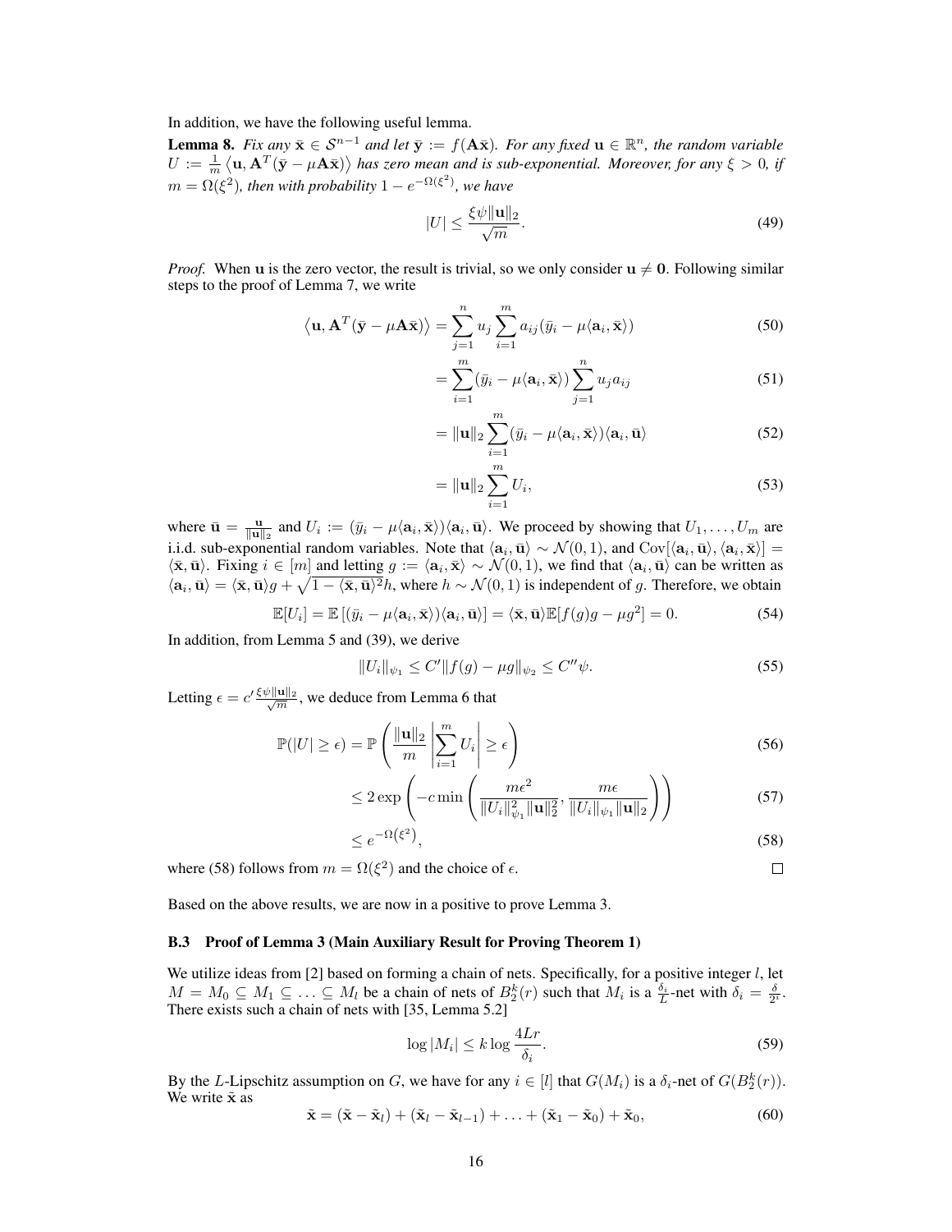In addition, we have the following useful lemma.

**Lemma 8.** *Fix any $\bar{\mathbf{x}} \in \mathcal{S}^{n-1}$ and let $\bar{\mathbf{y}} := f(\mathbf{A}\bar{\mathbf{x}})$. For any fixed $\mathbf{u} \in \mathbb{R}^n$, the random variable $U := \frac{1}{m}\left\langle \mathbf{u}, \mathbf{A}^T(\bar{\mathbf{y}} - \mu\mathbf{A}\bar{\mathbf{x}})\right\rangle$ has zero mean and is sub-exponential. Moreover, for any $\xi > 0$, if $m = \Omega(\xi^2)$, then with probability $1 - e^{-\Omega(\xi^2)}$, we have*

$$|U| \leq \frac{\xi\psi\|\mathbf{u}\|_2}{\sqrt{m}}. \tag{49}$$

*Proof.* When $\mathbf{u}$ is the zero vector, the result is trivial, so we only consider $\mathbf{u} \neq \mathbf{0}$. Following similar steps to the proof of Lemma 7, we write

$$\left\langle \mathbf{u}, \mathbf{A}^T(\bar{\mathbf{y}} - \mu\mathbf{A}\bar{\mathbf{x}})\right\rangle = \sum_{j=1}^{n} u_j \sum_{i=1}^{m} a_{ij}(\bar{y}_i - \mu\langle \mathbf{a}_i, \bar{\mathbf{x}}\rangle) \tag{50}$$

$$= \sum_{i=1}^{m}(\bar{y}_i - \mu\langle \mathbf{a}_i, \bar{\mathbf{x}}\rangle)\sum_{j=1}^{n} u_j a_{ij} \tag{51}$$

$$= \|\mathbf{u}\|_2 \sum_{i=1}^{m}(\bar{y}_i - \mu\langle \mathbf{a}_i, \bar{\mathbf{x}}\rangle)\langle \mathbf{a}_i, \bar{\mathbf{u}}\rangle \tag{52}$$

$$= \|\mathbf{u}\|_2 \sum_{i=1}^{m} U_i, \tag{53}$$

where $\bar{\mathbf{u}} = \frac{\mathbf{u}}{\|\mathbf{u}\|_2}$ and $U_i := (\bar{y}_i - \mu\langle \mathbf{a}_i, \bar{\mathbf{x}}\rangle)\langle \mathbf{a}_i, \bar{\mathbf{u}}\rangle$. We proceed by showing that $U_1, \ldots, U_m$ are i.i.d. sub-exponential random variables. Note that $\langle \mathbf{a}_i, \bar{\mathbf{u}}\rangle \sim \mathcal{N}(0,1)$, and $\mathrm{Cov}[\langle \mathbf{a}_i, \bar{\mathbf{u}}\rangle, \langle \mathbf{a}_i, \bar{\mathbf{x}}\rangle] = \langle \bar{\mathbf{x}}, \bar{\mathbf{u}}\rangle$. Fixing $i \in [m]$ and letting $g := \langle \mathbf{a}_i, \bar{\mathbf{x}}\rangle \sim \mathcal{N}(0,1)$, we find that $\langle \mathbf{a}_i, \bar{\mathbf{u}}\rangle$ can be written as $\langle \mathbf{a}_i, \bar{\mathbf{u}}\rangle = \langle \bar{\mathbf{x}}, \bar{\mathbf{u}}\rangle g + \sqrt{1 - \langle \bar{\mathbf{x}}, \bar{\mathbf{u}}\rangle^2}h$, where $h \sim \mathcal{N}(0,1)$ is independent of $g$. Therefore, we obtain

$$\mathbb{E}[U_i] = \mathbb{E}\left[(\bar{y}_i - \mu\langle \mathbf{a}_i, \bar{\mathbf{x}}\rangle)\langle \mathbf{a}_i, \bar{\mathbf{u}}\rangle\right] = \langle \bar{\mathbf{x}}, \bar{\mathbf{u}}\rangle\mathbb{E}[f(g)g - \mu g^2] = 0. \tag{54}$$

In addition, from Lemma 5 and (39), we derive

$$\|U_i\|_{\psi_1} \leq C'\|f(g) - \mu g\|_{\psi_2} \leq C''\psi. \tag{55}$$

Letting $\epsilon = c'\frac{\xi\psi\|\mathbf{u}\|_2}{\sqrt{m}}$, we deduce from Lemma 6 that

$$\mathbb{P}(|U| \geq \epsilon) = \mathbb{P}\left(\frac{\|\mathbf{u}\|_2}{m}\left|\sum_{i=1}^{m} U_i\right| \geq \epsilon\right) \tag{56}$$

$$\leq 2\exp\left(-c\min\left(\frac{m\epsilon^2}{\|U_i\|_{\psi_1}^2\|\mathbf{u}\|_2^2}, \frac{m\epsilon}{\|U_i\|_{\psi_1}\|\mathbf{u}\|_2}\right)\right) \tag{57}$$

$$\leq e^{-\Omega\left(\xi^2\right)}, \tag{58}$$

where (58) follows from $m = \Omega(\xi^2)$ and the choice of $\epsilon$. $\square$

Based on the above results, we are now in a positive to prove Lemma 3.

### B.3 Proof of Lemma 3 (Main Auxiliary Result for Proving Theorem 1)

We utilize ideas from [2] based on forming a chain of nets. Specifically, for a positive integer $l$, let $M = M_0 \subseteq M_1 \subseteq \ldots \subseteq M_l$ be a chain of nets of $B_2^k(r)$ such that $M_i$ is a $\frac{\delta_i}{L}$-net with $\delta_i = \frac{\delta}{2^i}$. There exists such a chain of nets with [35, Lemma 5.2]

$$\log|M_i| \leq k\log\frac{4Lr}{\delta_i}. \tag{59}$$

By the $L$-Lipschitz assumption on $G$, we have for any $i \in [l]$ that $G(M_i)$ is a $\delta_i$-net of $G(B_2^k(r))$. We write $\tilde{\mathbf{x}}$ as

$$\tilde{\mathbf{x}} = (\tilde{\mathbf{x}} - \tilde{\mathbf{x}}_l) + (\tilde{\mathbf{x}}_l - \tilde{\mathbf{x}}_{l-1}) + \ldots + (\tilde{\mathbf{x}}_1 - \tilde{\mathbf{x}}_0) + \tilde{\mathbf{x}}_0, \tag{60}$$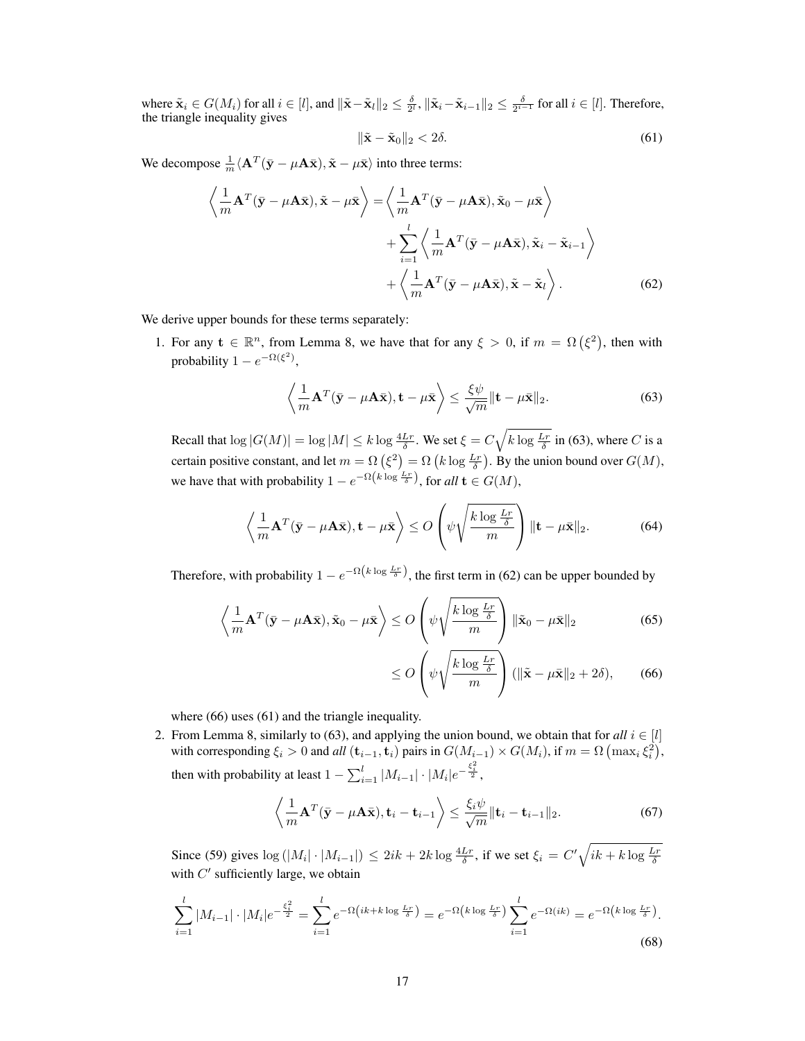where $\tilde{\mathbf{x}}_i \in G(M_i)$ for all $i \in [l]$, and $\|\tilde{\mathbf{x}} - \tilde{\mathbf{x}}_l\|_2 \le \frac{\delta}{2^l}$, $\|\tilde{\mathbf{x}}_i - \tilde{\mathbf{x}}_{i-1}\|_2 \le \frac{\delta}{2^{i-1}}$ for all $i \in [l]$. Therefore, the triangle inequality gives

$$\|\tilde{\mathbf{x}} - \tilde{\mathbf{x}}_0\|_2 < 2\delta. \tag{61}$$

We decompose $\frac{1}{m}\langle \mathbf{A}^T(\bar{\mathbf{y}} - \mu\mathbf{A}\bar{\mathbf{x}}), \tilde{\mathbf{x}} - \mu\bar{\mathbf{x}}\rangle$ into three terms:

$$\begin{aligned}\left\langle \frac{1}{m}\mathbf{A}^T(\bar{\mathbf{y}} - \mu\mathbf{A}\bar{\mathbf{x}}), \tilde{\mathbf{x}} - \mu\bar{\mathbf{x}} \right\rangle = &\left\langle \frac{1}{m}\mathbf{A}^T(\bar{\mathbf{y}} - \mu\mathbf{A}\bar{\mathbf{x}}), \tilde{\mathbf{x}}_0 - \mu\bar{\mathbf{x}} \right\rangle \\ &+ \sum_{i=1}^{l} \left\langle \frac{1}{m}\mathbf{A}^T(\bar{\mathbf{y}} - \mu\mathbf{A}\bar{\mathbf{x}}), \tilde{\mathbf{x}}_i - \tilde{\mathbf{x}}_{i-1} \right\rangle \\ &+ \left\langle \frac{1}{m}\mathbf{A}^T(\bar{\mathbf{y}} - \mu\mathbf{A}\bar{\mathbf{x}}), \tilde{\mathbf{x}} - \tilde{\mathbf{x}}_l \right\rangle. \end{aligned} \tag{62}$$

We derive upper bounds for these terms separately:

1. For any $\mathbf{t} \in \mathbb{R}^n$, from Lemma 8, we have that for any $\xi > 0$, if $m = \Omega\left(\xi^2\right)$, then with probability $1 - e^{-\Omega(\xi^2)}$,

$$\left\langle \frac{1}{m}\mathbf{A}^T(\bar{\mathbf{y}} - \mu\mathbf{A}\bar{\mathbf{x}}), \mathbf{t} - \mu\bar{\mathbf{x}} \right\rangle \le \frac{\xi\psi}{\sqrt{m}}\|\mathbf{t} - \mu\bar{\mathbf{x}}\|_2. \tag{63}$$

   Recall that $\log|G(M)| = \log|M| \le k\log\frac{4Lr}{\delta}$. We set $\xi = C\sqrt{k\log\frac{Lr}{\delta}}$ in (63), where $C$ is a certain positive constant, and let $m = \Omega\left(\xi^2\right) = \Omega\left(k\log\frac{Lr}{\delta}\right)$. By the union bound over $G(M)$, we have that with probability $1 - e^{-\Omega\left(k\log\frac{Lr}{\delta}\right)}$, for *all* $\mathbf{t} \in G(M)$,

$$\left\langle \frac{1}{m}\mathbf{A}^T(\bar{\mathbf{y}} - \mu\mathbf{A}\bar{\mathbf{x}}), \mathbf{t} - \mu\bar{\mathbf{x}} \right\rangle \le O\left(\psi\sqrt{\frac{k\log\frac{Lr}{\delta}}{m}}\right)\|\mathbf{t} - \mu\bar{\mathbf{x}}\|_2. \tag{64}$$

   Therefore, with probability $1 - e^{-\Omega\left(k\log\frac{Lr}{\delta}\right)}$, the first term in (62) can be upper bounded by

$$\begin{aligned}\left\langle \frac{1}{m}\mathbf{A}^T(\bar{\mathbf{y}} - \mu\mathbf{A}\bar{\mathbf{x}}), \tilde{\mathbf{x}}_0 - \mu\bar{\mathbf{x}} \right\rangle &\le O\left(\psi\sqrt{\frac{k\log\frac{Lr}{\delta}}{m}}\right)\|\tilde{\mathbf{x}}_0 - \mu\bar{\mathbf{x}}\|_2 &(65)\\ &\le O\left(\psi\sqrt{\frac{k\log\frac{Lr}{\delta}}{m}}\right)(\|\tilde{\mathbf{x}} - \mu\bar{\mathbf{x}}\|_2 + 2\delta), &(66)\end{aligned}$$

   where (66) uses (61) and the triangle inequality.

2. From Lemma 8, similarly to (63), and applying the union bound, we obtain that for *all* $i \in [l]$ with corresponding $\xi_i > 0$ and *all* $(\mathbf{t}_{i-1}, \mathbf{t}_i)$ pairs in $G(M_{i-1}) \times G(M_i)$, if $m = \Omega\left(\max_i \xi_i^2\right)$, then with probability at least $1 - \sum_{i=1}^{l}|M_{i-1}| \cdot |M_i| e^{-\frac{\xi_i^2}{2}}$,

$$\left\langle \frac{1}{m}\mathbf{A}^T(\bar{\mathbf{y}} - \mu\mathbf{A}\bar{\mathbf{x}}), \mathbf{t}_i - \mathbf{t}_{i-1} \right\rangle \le \frac{\xi_i\psi}{\sqrt{m}}\|\mathbf{t}_i - \mathbf{t}_{i-1}\|_2. \tag{67}$$

   Since (59) gives $\log\left(|M_i| \cdot |M_{i-1}|\right) \le 2ik + 2k\log\frac{4Lr}{\delta}$, if we set $\xi_i = C'\sqrt{ik + k\log\frac{Lr}{\delta}}$ with $C'$ sufficiently large, we obtain

$$\sum_{i=1}^{l}|M_{i-1}| \cdot |M_i| e^{-\frac{\xi_i^2}{2}} = \sum_{i=1}^{l} e^{-\Omega\left(ik + k\log\frac{Lr}{\delta}\right)} = e^{-\Omega\left(k\log\frac{Lr}{\delta}\right)}\sum_{i=1}^{l} e^{-\Omega(ik)} = e^{-\Omega\left(k\log\frac{Lr}{\delta}\right)}. \tag{68}$$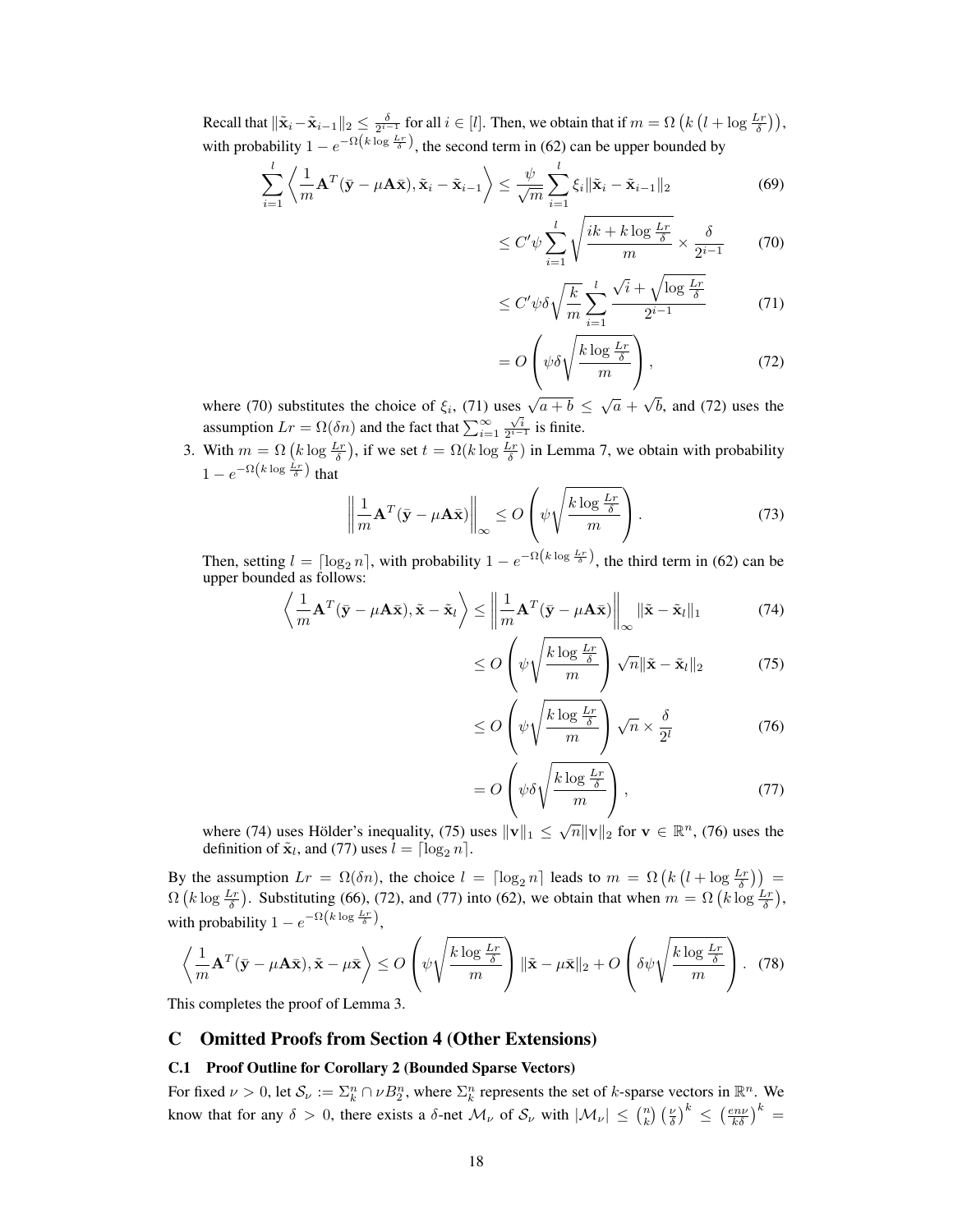Recall that $\|\tilde{\mathbf{x}}_i - \tilde{\mathbf{x}}_{i-1}\|_2 \leq \frac{\delta}{2^{i-1}}$ for all $i \in [l]$. Then, we obtain that if $m = \Omega\left(k\left(l + \log\frac{Lr}{\delta}\right)\right)$, with probability $1 - e^{-\Omega\left(k \log \frac{Lr}{\delta}\right)}$, the second term in (62) can be upper bounded by

$$\sum_{i=1}^{l} \left\langle \frac{1}{m}\mathbf{A}^T(\bar{\mathbf{y}} - \mu\mathbf{A}\bar{\mathbf{x}}), \tilde{\mathbf{x}}_i - \tilde{\mathbf{x}}_{i-1} \right\rangle \leq \frac{\psi}{\sqrt{m}} \sum_{i=1}^{l} \xi_i \|\tilde{\mathbf{x}}_i - \tilde{\mathbf{x}}_{i-1}\|_2 \tag{69}$$

$$\leq C'\psi \sum_{i=1}^{l} \sqrt{\frac{ik + k\log\frac{Lr}{\delta}}{m}} \times \frac{\delta}{2^{i-1}} \tag{70}$$

$$\leq C'\psi\delta\sqrt{\frac{k}{m}} \sum_{i=1}^{l} \frac{\sqrt{i} + \sqrt{\log\frac{Lr}{\delta}}}{2^{i-1}} \tag{71}$$

$$= O\left(\psi\delta\sqrt{\frac{k\log\frac{Lr}{\delta}}{m}}\right), \tag{72}$$

where (70) substitutes the choice of $\xi_i$, (71) uses $\sqrt{a+b} \leq \sqrt{a} + \sqrt{b}$, and (72) uses the assumption $Lr = \Omega(\delta n)$ and the fact that $\sum_{i=1}^{\infty} \frac{\sqrt{i}}{2^{i-1}}$ is finite.

3. With $m = \Omega\left(k \log\frac{Lr}{\delta}\right)$, if we set $t = \Omega(k\log\frac{Lr}{\delta})$ in Lemma 7, we obtain with probability $1 - e^{-\Omega\left(k \log \frac{Lr}{\delta}\right)}$ that

$$\left\|\frac{1}{m}\mathbf{A}^T(\bar{\mathbf{y}} - \mu\mathbf{A}\bar{\mathbf{x}})\right\|_\infty \leq O\left(\psi\sqrt{\frac{k\log\frac{Lr}{\delta}}{m}}\right). \tag{73}$$

Then, setting $l = \lceil \log_2 n \rceil$, with probability $1 - e^{-\Omega\left(k \log \frac{Lr}{\delta}\right)}$, the third term in (62) can be upper bounded as follows:

$$\left\langle \frac{1}{m}\mathbf{A}^T(\bar{\mathbf{y}} - \mu\mathbf{A}\bar{\mathbf{x}}), \tilde{\mathbf{x}} - \tilde{\mathbf{x}}_l \right\rangle \leq \left\|\frac{1}{m}\mathbf{A}^T(\bar{\mathbf{y}} - \mu\mathbf{A}\bar{\mathbf{x}})\right\|_\infty \|\tilde{\mathbf{x}} - \tilde{\mathbf{x}}_l\|_1 \tag{74}$$

$$\leq O\left(\psi\sqrt{\frac{k\log\frac{Lr}{\delta}}{m}}\right)\sqrt{n}\|\tilde{\mathbf{x}} - \tilde{\mathbf{x}}_l\|_2 \tag{75}$$

$$\leq O\left(\psi\sqrt{\frac{k\log\frac{Lr}{\delta}}{m}}\right)\sqrt{n} \times \frac{\delta}{2^l} \tag{76}$$

$$= O\left(\psi\delta\sqrt{\frac{k\log\frac{Lr}{\delta}}{m}}\right), \tag{77}$$

where (74) uses Hölder's inequality, (75) uses $\|\mathbf{v}\|_1 \leq \sqrt{n}\|\mathbf{v}\|_2$ for $\mathbf{v} \in \mathbb{R}^n$, (76) uses the definition of $\tilde{\mathbf{x}}_l$, and (77) uses $l = \lceil \log_2 n \rceil$.

By the assumption $Lr = \Omega(\delta n)$, the choice $l = \lceil \log_2 n \rceil$ leads to $m = \Omega\left(k\left(l + \log\frac{Lr}{\delta}\right)\right) = \Omega\left(k\log\frac{Lr}{\delta}\right)$. Substituting (66), (72), and (77) into (62), we obtain that when $m = \Omega\left(k\log\frac{Lr}{\delta}\right)$, with probability $1 - e^{-\Omega\left(k \log \frac{Lr}{\delta}\right)}$,

$$\left\langle \frac{1}{m}\mathbf{A}^T(\bar{\mathbf{y}} - \mu\mathbf{A}\bar{\mathbf{x}}), \tilde{\mathbf{x}} - \mu\bar{\mathbf{x}} \right\rangle \leq O\left(\psi\sqrt{\frac{k\log\frac{Lr}{\delta}}{m}}\right)\|\tilde{\mathbf{x}} - \mu\bar{\mathbf{x}}\|_2 + O\left(\delta\psi\sqrt{\frac{k\log\frac{Lr}{\delta}}{m}}\right). \tag{78}$$

This completes the proof of Lemma 3.

# C Omitted Proofs from Section 4 (Other Extensions)

## C.1 Proof Outline for Corollary 2 (Bounded Sparse Vectors)

For fixed $\nu > 0$, let $\mathcal{S}_\nu := \Sigma_k^n \cap \nu B_2^n$, where $\Sigma_k^n$ represents the set of $k$-sparse vectors in $\mathbb{R}^n$. We know that for any $\delta > 0$, there exists a $\delta$-net $\mathcal{M}_\nu$ of $\mathcal{S}_\nu$ with $|\mathcal{M}_\nu| \leq \binom{n}{k}\left(\frac{\nu}{\delta}\right)^k \leq \left(\frac{en\nu}{k\delta}\right)^k =$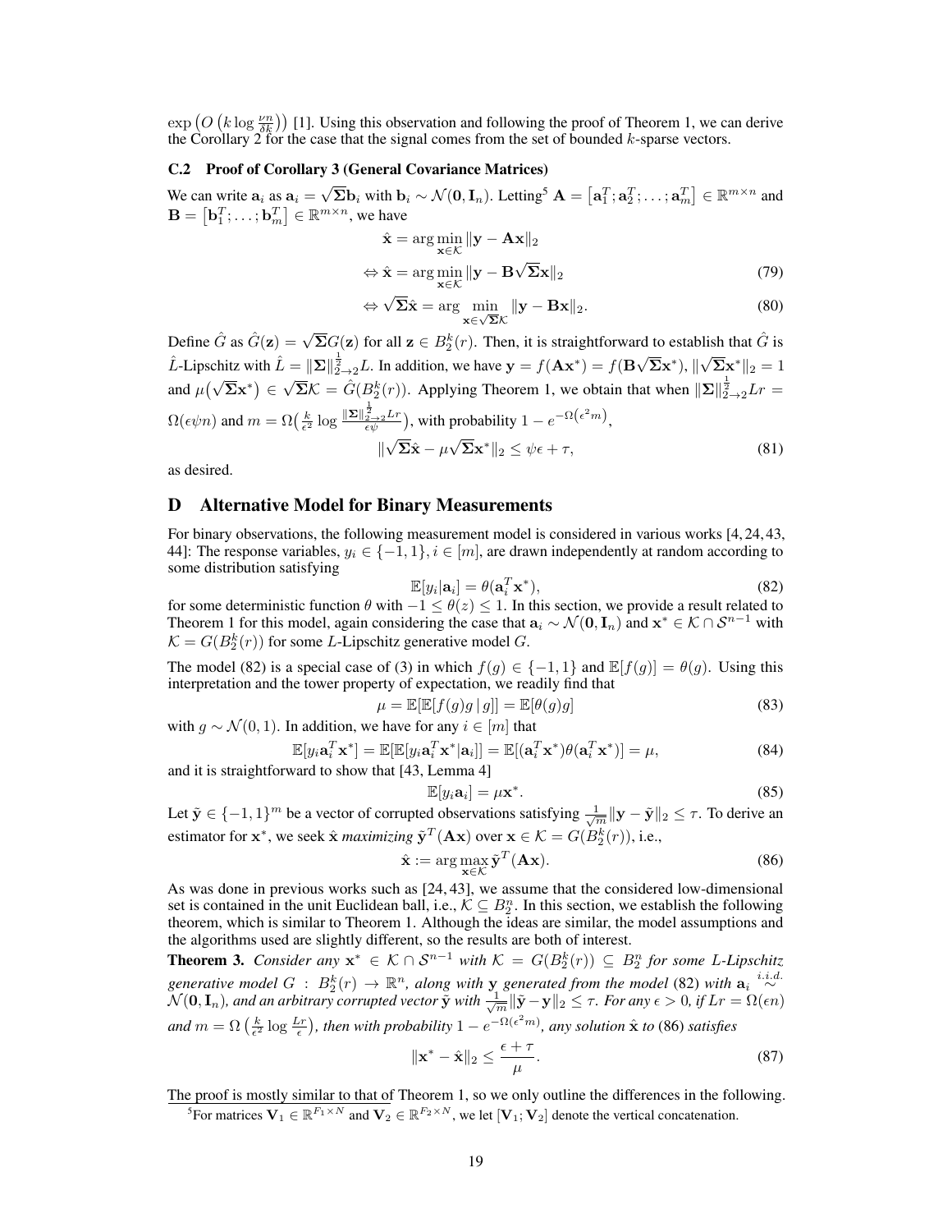$\exp\left(O\left(k \log \frac{\nu n}{\delta k}\right)\right)$ [1]. Using this observation and following the proof of Theorem 1, we can derive the Corollary 2 for the case that the signal comes from the set of bounded $k$-sparse vectors.

### C.2 Proof of Corollary 3 (General Covariance Matrices)

We can write $\mathbf{a}_i$ as $\mathbf{a}_i = \sqrt{\mathbf{\Sigma}}\mathbf{b}_i$ with $\mathbf{b}_i \sim \mathcal{N}(\mathbf{0}, \mathbf{I}_n)$. Letting[5] $\mathbf{A} = \left[\mathbf{a}_1^T; \mathbf{a}_2^T; \ldots; \mathbf{a}_m^T\right] \in \mathbb{R}^{m\times n}$ and $\mathbf{B} = \left[\mathbf{b}_1^T; \ldots; \mathbf{b}_m^T\right] \in \mathbb{R}^{m \times n}$, we have

$$\hat{\mathbf{x}} = \arg\min_{\mathbf{x}\in\mathcal{K}} \|\mathbf{y} - \mathbf{A}\mathbf{x}\|_2$$

$$\Leftrightarrow \hat{\mathbf{x}} = \arg\min_{\mathbf{x}\in\mathcal{K}} \|\mathbf{y} - \mathbf{B}\sqrt{\mathbf{\Sigma}}\mathbf{x}\|_2 \tag{79}$$

$$\Leftrightarrow \sqrt{\mathbf{\Sigma}}\hat{\mathbf{x}} = \arg\min_{\mathbf{x}\in\sqrt{\mathbf{\Sigma}}\mathcal{K}} \|\mathbf{y} - \mathbf{B}\mathbf{x}\|_2. \tag{80}$$

Define $\hat{G}$ as $\hat{G}(\mathbf{z}) = \sqrt{\mathbf{\Sigma}}G(\mathbf{z})$ for all $\mathbf{z} \in B_2^k(r)$. Then, it is straightforward to establish that $\hat{G}$ is $\hat{L}$-Lipschitz with $\hat{L} = \|\mathbf{\Sigma}\|_{2\to 2}^{\frac{1}{2}} L$. In addition, we have $\mathbf{y} = f(\mathbf{A}\mathbf{x}^*) = f(\mathbf{B}\sqrt{\mathbf{\Sigma}}\mathbf{x}^*)$, $\|\sqrt{\mathbf{\Sigma}}\mathbf{x}^*\|_2 = 1$ and $\mu\big(\sqrt{\mathbf{\Sigma}}\mathbf{x}^*\big) \in \sqrt{\mathbf{\Sigma}}\mathcal{K} = \hat{G}(B_2^k(r))$. Applying Theorem 1, we obtain that when $\|\mathbf{\Sigma}\|_{2\to 2}^{\frac{1}{2}} Lr = \Omega(\epsilon\psi n)$ and $m = \Omega\big(\frac{k}{\epsilon^2}\log\frac{\|\mathbf{\Sigma}\|_{2\to 2}^{\frac{1}{2}} Lr}{\epsilon\psi}\big)$, with probability $1 - e^{-\Omega(\epsilon^2 m)}$,

$$\|\sqrt{\mathbf{\Sigma}}\hat{\mathbf{x}} - \mu\sqrt{\mathbf{\Sigma}}\mathbf{x}^*\|_2 \le \psi\epsilon + \tau, \tag{81}$$

as desired.

## D Alternative Model for Binary Measurements

For binary observations, the following measurement model is considered in various works [4, 24, 43, 44]: The response variables, $y_i \in \{-1, 1\}, i \in [m]$, are drawn independently at random according to some distribution satisfying

$$\mathbb{E}[y_i|\mathbf{a}_i] = \theta(\mathbf{a}_i^T\mathbf{x}^*), \tag{82}$$

for some deterministic function $\theta$ with $-1 \le \theta(z) \le 1$. In this section, we provide a result related to Theorem 1 for this model, again considering the case that $\mathbf{a}_i \sim \mathcal{N}(\mathbf{0}, \mathbf{I}_n)$ and $\mathbf{x}^* \in \mathcal{K} \cap \mathcal{S}^{n-1}$ with $\mathcal{K} = G(B_2^k(r))$ for some $L$-Lipschitz generative model $G$.

The model (82) is a special case of (3) in which $f(g) \in \{-1, 1\}$ and $\mathbb{E}[f(g)] = \theta(g)$. Using this interpretation and the tower property of expectation, we readily find that

$$\mu = \mathbb{E}[\mathbb{E}[f(g)g\,|\,g]] = \mathbb{E}[\theta(g)g] \tag{83}$$

with $g \sim \mathcal{N}(0, 1)$. In addition, we have for any $i \in [m]$ that

$$\mathbb{E}[y_i\mathbf{a}_i^T\mathbf{x}^*] = \mathbb{E}[\mathbb{E}[y_i\mathbf{a}_i^T\mathbf{x}^*|\mathbf{a}_i]] = \mathbb{E}[(\mathbf{a}_i^T\mathbf{x}^*)\theta(\mathbf{a}_i^T\mathbf{x}^*)] = \mu, \tag{84}$$

and it is straightforward to show that [43, Lemma 4]

$$\mathbb{E}[y_i\mathbf{a}_i] = \mu\mathbf{x}^*. \tag{85}$$

Let $\tilde{\mathbf{y}} \in \{-1, 1\}^m$ be a vector of corrupted observations satisfying $\frac{1}{\sqrt{m}}\|\mathbf{y} - \tilde{\mathbf{y}}\|_2 \le \tau$. To derive an estimator for $\mathbf{x}^*$, we seek $\hat{\mathbf{x}}$ *maximizing* $\tilde{\mathbf{y}}^T(\mathbf{A}\mathbf{x})$ over $\mathbf{x} \in \mathcal{K} = G(B_2^k(r))$, i.e.,

$$\hat{\mathbf{x}} := \arg\max_{\mathbf{x}\in\mathcal{K}} \tilde{\mathbf{y}}^T(\mathbf{A}\mathbf{x}). \tag{86}$$

As was done in previous works such as [24, 43], we assume that the considered low-dimensional set is contained in the unit Euclidean ball, i.e., $\mathcal{K} \subseteq B_2^n$. In this section, we establish the following theorem, which is similar to Theorem 1. Although the ideas are similar, the model assumptions and the algorithms used are slightly different, so the results are both of interest.

**Theorem 3.** *Consider any $\mathbf{x}^* \in \mathcal{K} \cap \mathcal{S}^{n-1}$ with $\mathcal{K} = G(B_2^k(r)) \subseteq B_2^n$ for some $L$-Lipschitz generative model $G : B_2^k(r) \to \mathbb{R}^n$, along with $\mathbf{y}$ generated from the model* (82) *with $\mathbf{a}_i \overset{i.i.d.}{\sim} \mathcal{N}(\mathbf{0}, \mathbf{I}_n)$, and an arbitrary corrupted vector $\tilde{\mathbf{y}}$ with $\frac{1}{\sqrt{m}}\|\tilde{\mathbf{y}} - \mathbf{y}\|_2 \le \tau$. For any $\epsilon > 0$, if $Lr = \Omega(\epsilon n)$ and $m = \Omega\left(\frac{k}{\epsilon^2}\log\frac{Lr}{\epsilon}\right)$, then with probability $1 - e^{-\Omega(\epsilon^2 m)}$, any solution $\hat{\mathbf{x}}$ to* (86) *satisfies*

$$\|\mathbf{x}^* - \hat{\mathbf{x}}\|_2 \le \frac{\epsilon + \tau}{\mu}. \tag{87}$$

The proof is mostly similar to that of Theorem 1, so we only outline the differences in the following.

[5] For matrices $\mathbf{V}_1 \in \mathbb{R}^{F_1\times N}$ and $\mathbf{V}_2 \in \mathbb{R}^{F_2\times N}$, we let $[\mathbf{V}_1; \mathbf{V}_2]$ denote the vertical concatenation.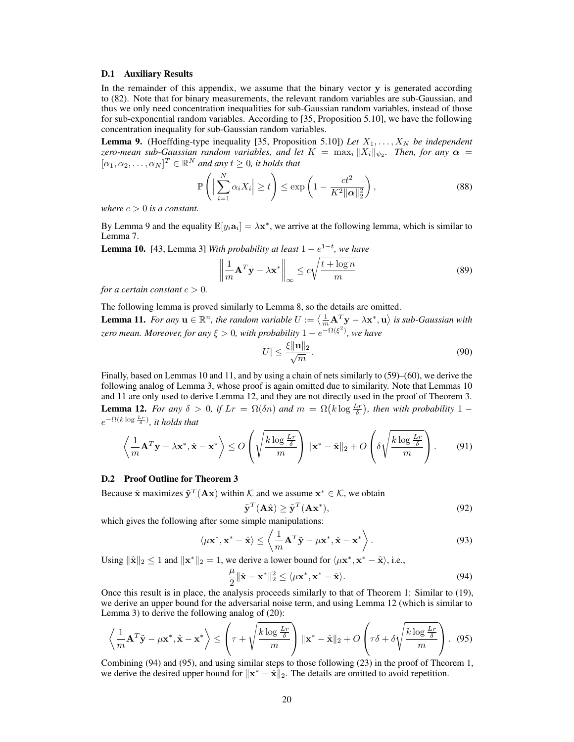### D.1 Auxiliary Results

In the remainder of this appendix, we assume that the binary vector $\mathbf{y}$ is generated according to (82). Note that for binary measurements, the relevant random variables are sub-Gaussian, and thus we only need concentration inequalities for sub-Gaussian random variables, instead of those for sub-exponential random variables. According to [35, Proposition 5.10], we have the following concentration inequality for sub-Gaussian random variables.

**Lemma 9.** (Hoeffding-type inequality [35, Proposition 5.10]) *Let $X_1, \ldots, X_N$ be independent zero-mean sub-Gaussian random variables, and let $K = \max_i \|X_i\|_{\psi_2}$. Then, for any $\boldsymbol{\alpha} = [\alpha_1, \alpha_2, \ldots, \alpha_N]^T \in \mathbb{R}^N$ and any $t \geq 0$, it holds that*

$$\mathbb{P}\left( \Big| \sum_{i=1}^{N} \alpha_i X_i \Big| \geq t \right) \leq \exp\left(1 - \frac{ct^2}{K^2 \|\boldsymbol{\alpha}\|_2^2}\right), \tag{88}$$

*where $c > 0$ is a constant.*

By Lemma 9 and the equality $\mathbb{E}[y_i \mathbf{a}_i] = \lambda \mathbf{x}^*$, we arrive at the following lemma, which is similar to Lemma 7.

**Lemma 10.** [43, Lemma 3] *With probability at least $1 - e^{1-t}$, we have*

$$\left\| \frac{1}{m} \mathbf{A}^T \mathbf{y} - \lambda \mathbf{x}^* \right\|_\infty \leq c \sqrt{\frac{t + \log n}{m}} \tag{89}$$

*for a certain constant $c > 0$.*

The following lemma is proved similarly to Lemma 8, so the details are omitted.

**Lemma 11.** *For any $\mathbf{u} \in \mathbb{R}^n$, the random variable $U := \left\langle \frac{1}{m} \mathbf{A}^T \mathbf{y} - \lambda \mathbf{x}^*, \mathbf{u} \right\rangle$ is sub-Gaussian with zero mean. Moreover, for any $\xi > 0$, with probability $1 - e^{-\Omega(\xi^2)}$, we have*

$$|U| \leq \frac{\xi \|\mathbf{u}\|_2}{\sqrt{m}}. \tag{90}$$

Finally, based on Lemmas 10 and 11, and by using a chain of nets similarly to (59)–(60), we derive the following analog of Lemma 3, whose proof is again omitted due to similarity. Note that Lemmas 10 and 11 are only used to derive Lemma 12, and they are not directly used in the proof of Theorem 3.

**Lemma 12.** *For any $\delta > 0$, if $Lr = \Omega(\delta n)$ and $m = \Omega\big(k \log \frac{Lr}{\delta}\big)$, then with probability $1 - e^{-\Omega(k \log \frac{Lr}{\delta})}$, it holds that*

$$\left\langle \frac{1}{m} \mathbf{A}^T \mathbf{y} - \lambda \mathbf{x}^*, \hat{\mathbf{x}} - \mathbf{x}^* \right\rangle \leq O\left( \sqrt{\frac{k \log \frac{Lr}{\delta}}{m}} \right) \|\mathbf{x}^* - \hat{\mathbf{x}}\|_2 + O\left( \delta \sqrt{\frac{k \log \frac{Lr}{\delta}}{m}} \right). \tag{91}$$

### D.2 Proof Outline for Theorem 3

Because $\hat{\mathbf{x}}$ maximizes $\tilde{\mathbf{y}}^T (\mathbf{A}\mathbf{x})$ within $\mathcal{K}$ and we assume $\mathbf{x}^* \in \mathcal{K}$, we obtain

$$\tilde{\mathbf{y}}^T (\mathbf{A}\hat{\mathbf{x}}) \geq \tilde{\mathbf{y}}^T (\mathbf{A}\mathbf{x}^*), \tag{92}$$

which gives the following after some simple manipulations:

$$\langle \mu \mathbf{x}^*, \mathbf{x}^* - \hat{\mathbf{x}} \rangle \leq \left\langle \frac{1}{m} \mathbf{A}^T \tilde{\mathbf{y}} - \mu \mathbf{x}^*, \hat{\mathbf{x}} - \mathbf{x}^* \right\rangle. \tag{93}$$

Using $\|\hat{\mathbf{x}}\|_2 \leq 1$ and $\|\mathbf{x}^*\|_2 = 1$, we derive a lower bound for $\langle \mu \mathbf{x}^*, \mathbf{x}^* - \hat{\mathbf{x}} \rangle$, i.e.,

$$\frac{\mu}{2} \|\hat{\mathbf{x}} - \mathbf{x}^*\|_2^2 \leq \langle \mu \mathbf{x}^*, \mathbf{x}^* - \hat{\mathbf{x}} \rangle. \tag{94}$$

Once this result is in place, the analysis proceeds similarly to that of Theorem 1: Similar to (19), we derive an upper bound for the adversarial noise term, and using Lemma 12 (which is similar to Lemma 3) to derive the following analog of (20):

$$\left\langle \frac{1}{m} \mathbf{A}^T \tilde{\mathbf{y}} - \mu \mathbf{x}^*, \hat{\mathbf{x}} - \mathbf{x}^* \right\rangle \leq \left( \tau + \sqrt{\frac{k \log \frac{Lr}{\delta}}{m}} \right) \|\mathbf{x}^* - \hat{\mathbf{x}}\|_2 + O\left( \tau\delta + \delta \sqrt{\frac{k \log \frac{Lr}{\delta}}{m}} \right). \tag{95}$$

Combining (94) and (95), and using similar steps to those following (23) in the proof of Theorem 1, we derive the desired upper bound for $\|\mathbf{x}^* - \hat{\mathbf{x}}\|_2$. The details are omitted to avoid repetition.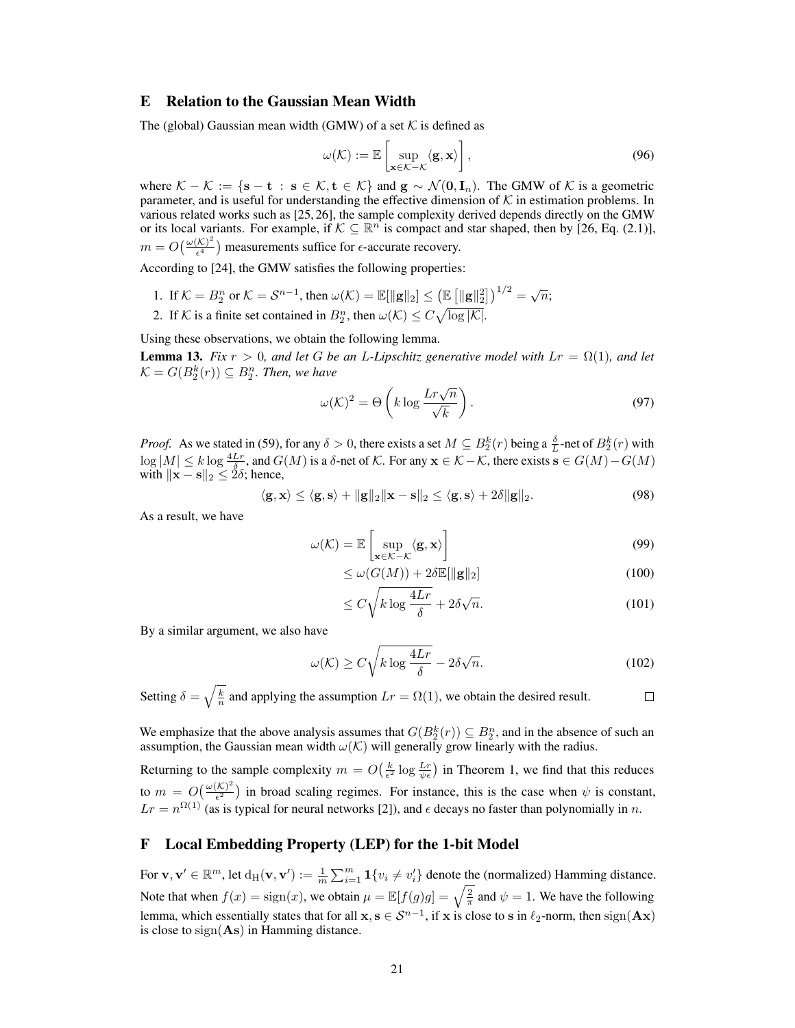## E Relation to the Gaussian Mean Width

The (global) Gaussian mean width (GMW) of a set $\mathcal{K}$ is defined as

$$\omega(\mathcal{K}) := \mathbb{E}\left[\sup_{\mathbf{x}\in\mathcal{K}-\mathcal{K}} \langle \mathbf{g}, \mathbf{x}\rangle\right], \tag{96}$$

where $\mathcal{K}-\mathcal{K} := \{\mathbf{s}-\mathbf{t} \,:\, \mathbf{s}\in\mathcal{K}, \mathbf{t}\in\mathcal{K}\}$ and $\mathbf{g}\sim\mathcal{N}(\mathbf{0},\mathbf{I}_n)$. The GMW of $\mathcal{K}$ is a geometric parameter, and is useful for understanding the effective dimension of $\mathcal{K}$ in estimation problems. In various related works such as [25, 26], the sample complexity derived depends directly on the GMW or its local variants. For example, if $\mathcal{K}\subseteq\mathbb{R}^n$ is compact and star shaped, then by [26, Eq. (2.1)], $m = O\big(\frac{\omega(\mathcal{K})^2}{\epsilon^4}\big)$ measurements suffice for $\epsilon$-accurate recovery.

According to [24], the GMW satisfies the following properties:

1. If $\mathcal{K} = B_2^n$ or $\mathcal{K} = \mathcal{S}^{n-1}$, then $\omega(\mathcal{K}) = \mathbb{E}[\|\mathbf{g}\|_2] \le \left(\mathbb{E}\left[\|\mathbf{g}\|_2^2\right]\right)^{1/2} = \sqrt{n}$;
2. If $\mathcal{K}$ is a finite set contained in $B_2^n$, then $\omega(\mathcal{K}) \le C\sqrt{\log|\mathcal{K}|}$.

Using these observations, we obtain the following lemma.

**Lemma 13.** *Fix $r > 0$, and let $G$ be an $L$-Lipschitz generative model with $Lr = \Omega(1)$, and let $\mathcal{K} = G(B_2^k(r)) \subseteq B_2^n$. Then, we have*

$$\omega(\mathcal{K})^2 = \Theta\left(k\log\frac{Lr\sqrt{n}}{\sqrt{k}}\right). \tag{97}$$

*Proof.* As we stated in (59), for any $\delta > 0$, there exists a set $M\subseteq B_2^k(r)$ being a $\frac{\delta}{L}$-net of $B_2^k(r)$ with $\log|M| \le k\log\frac{4Lr}{\delta}$, and $G(M)$ is a $\delta$-net of $\mathcal{K}$. For any $\mathbf{x}\in\mathcal{K}-\mathcal{K}$, there exists $\mathbf{s}\in G(M)-G(M)$ with $\|\mathbf{x}-\mathbf{s}\|_2 \le 2\delta$; hence,

$$\langle\mathbf{g},\mathbf{x}\rangle \le \langle\mathbf{g},\mathbf{s}\rangle + \|\mathbf{g}\|_2\|\mathbf{x}-\mathbf{s}\|_2 \le \langle\mathbf{g},\mathbf{s}\rangle + 2\delta\|\mathbf{g}\|_2. \tag{98}$$

As a result, we have

$$\omega(\mathcal{K}) = \mathbb{E}\left[\sup_{\mathbf{x}\in\mathcal{K}-\mathcal{K}}\langle\mathbf{g},\mathbf{x}\rangle\right] \tag{99}$$

$$\le \omega(G(M)) + 2\delta\mathbb{E}[\|\mathbf{g}\|_2] \tag{100}$$

$$\le C\sqrt{k\log\frac{4Lr}{\delta}} + 2\delta\sqrt{n}. \tag{101}$$

By a similar argument, we also have

$$\omega(\mathcal{K}) \ge C\sqrt{k\log\frac{4Lr}{\delta}} - 2\delta\sqrt{n}. \tag{102}$$

Setting $\delta = \sqrt{\frac{k}{n}}$ and applying the assumption $Lr = \Omega(1)$, we obtain the desired result. $\square$

We emphasize that the above analysis assumes that $G(B_2^k(r))\subseteq B_2^n$, and in the absence of such an assumption, the Gaussian mean width $\omega(\mathcal{K})$ will generally grow linearly with the radius.

Returning to the sample complexity $m = O\big(\frac{k}{\epsilon^2}\log\frac{Lr}{\psi\epsilon}\big)$ in Theorem 1, we find that this reduces to $m = O\big(\frac{\omega(\mathcal{K})^2}{\epsilon^2}\big)$ in broad scaling regimes. For instance, this is the case when $\psi$ is constant, $Lr = n^{\Omega(1)}$ (as is typical for neural networks [2]), and $\epsilon$ decays no faster than polynomially in $n$.

## F Local Embedding Property (LEP) for the 1-bit Model

For $\mathbf{v},\mathbf{v}'\in\mathbb{R}^m$, let $\mathrm{d_H}(\mathbf{v},\mathbf{v}') := \frac{1}{m}\sum_{i=1}^m \mathbf{1}\{v_i \ne v_i'\}$ denote the (normalized) Hamming distance. Note that when $f(x) = \mathrm{sign}(x)$, we obtain $\mu = \mathbb{E}[f(g)g] = \sqrt{\frac{2}{\pi}}$ and $\psi = 1$. We have the following lemma, which essentially states that for all $\mathbf{x},\mathbf{s}\in\mathcal{S}^{n-1}$, if $\mathbf{x}$ is close to $\mathbf{s}$ in $\ell_2$-norm, then $\mathrm{sign}(\mathbf{A}\mathbf{x})$ is close to $\mathrm{sign}(\mathbf{A}\mathbf{s})$ in Hamming distance.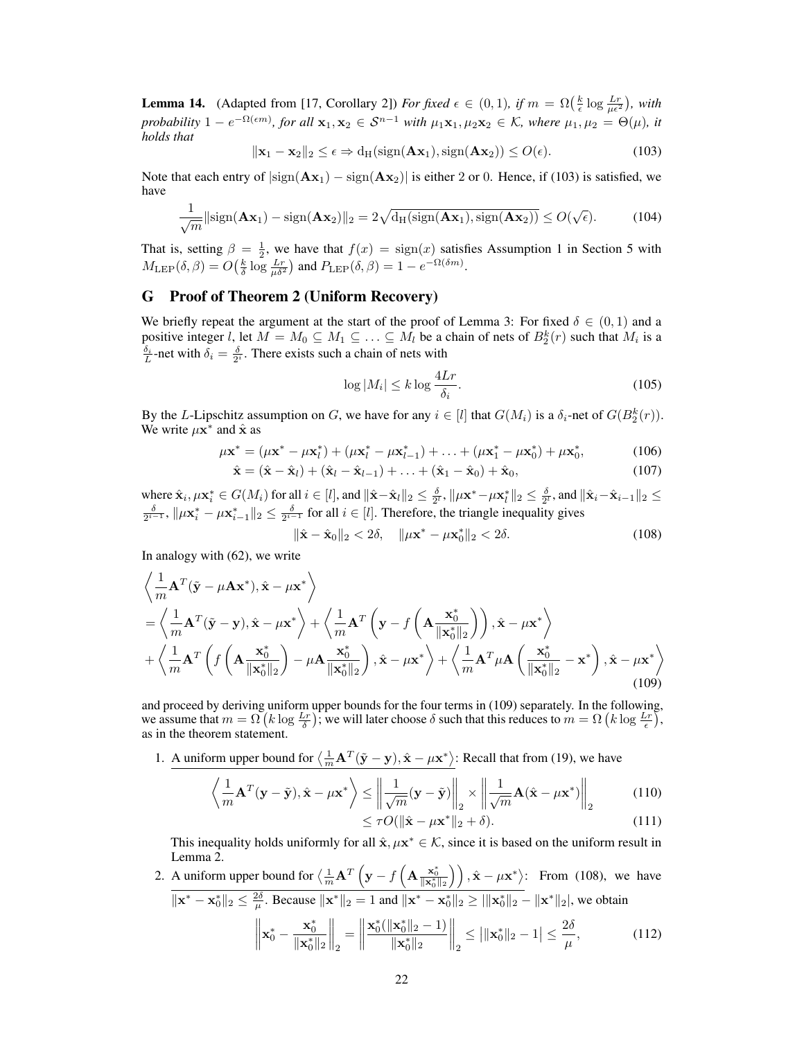**Lemma 14.** (Adapted from [17, Corollary 2]) *For fixed $\epsilon \in (0,1)$, if $m = \Omega\big(\frac{k}{\epsilon}\log\frac{Lr}{\mu\epsilon^2}\big)$, with probability $1 - e^{-\Omega(\epsilon m)}$, for all $\mathbf{x}_1, \mathbf{x}_2 \in \mathcal{S}^{n-1}$ with $\mu_1\mathbf{x}_1, \mu_2\mathbf{x}_2 \in \mathcal{K}$, where $\mu_1, \mu_2 = \Theta(\mu)$, it holds that*

$$\|\mathbf{x}_1 - \mathbf{x}_2\|_2 \le \epsilon \Rightarrow \mathrm{d_H}(\mathrm{sign}(\mathbf{A}\mathbf{x}_1), \mathrm{sign}(\mathbf{A}\mathbf{x}_2)) \le O(\epsilon). \tag{103}$$

Note that each entry of $|\mathrm{sign}(\mathbf{A}\mathbf{x}_1) - \mathrm{sign}(\mathbf{A}\mathbf{x}_2)|$ is either 2 or 0. Hence, if (103) is satisfied, we have

$$\frac{1}{\sqrt{m}}\|\mathrm{sign}(\mathbf{A}\mathbf{x}_1) - \mathrm{sign}(\mathbf{A}\mathbf{x}_2)\|_2 = 2\sqrt{\mathrm{d_H}(\mathrm{sign}(\mathbf{A}\mathbf{x}_1), \mathrm{sign}(\mathbf{A}\mathbf{x}_2))} \le O(\sqrt{\epsilon}). \tag{104}$$

That is, setting $\beta = \frac{1}{2}$, we have that $f(x) = \mathrm{sign}(x)$ satisfies Assumption 1 in Section 5 with $M_{\mathrm{LEP}}(\delta, \beta) = O\big(\frac{k}{\delta}\log\frac{Lr}{\mu\delta^2}\big)$ and $P_{\mathrm{LEP}}(\delta, \beta) = 1 - e^{-\Omega(\delta m)}$.

## G Proof of Theorem 2 (Uniform Recovery)

We briefly repeat the argument at the start of the proof of Lemma 3: For fixed $\delta \in (0,1)$ and a positive integer $l$, let $M = M_0 \subseteq M_1 \subseteq \ldots \subseteq M_l$ be a chain of nets of $B_2^k(r)$ such that $M_i$ is a $\frac{\delta_i}{L}$-net with $\delta_i = \frac{\delta}{2^i}$. There exists such a chain of nets with

$$\log|M_i| \le k\log\frac{4Lr}{\delta_i}. \tag{105}$$

By the $L$-Lipschitz assumption on $G$, we have for any $i \in [l]$ that $G(M_i)$ is a $\delta_i$-net of $G(B_2^k(r))$. We write $\mu\mathbf{x}^*$ and $\hat{\mathbf{x}}$ as

$$\mu\mathbf{x}^* = (\mu\mathbf{x}^* - \mu\mathbf{x}_l^*) + (\mu\mathbf{x}_l^* - \mu\mathbf{x}_{l-1}^*) + \ldots + (\mu\mathbf{x}_1^* - \mu\mathbf{x}_0^*) + \mu\mathbf{x}_0^*, \tag{106}$$

$$\hat{\mathbf{x}} = (\hat{\mathbf{x}} - \hat{\mathbf{x}}_l) + (\hat{\mathbf{x}}_l - \hat{\mathbf{x}}_{l-1}) + \ldots + (\hat{\mathbf{x}}_1 - \hat{\mathbf{x}}_0) + \hat{\mathbf{x}}_0, \tag{107}$$

where $\hat{\mathbf{x}}_i, \mu\mathbf{x}_i^* \in G(M_i)$ for all $i \in [l]$, and $\|\hat{\mathbf{x}} - \hat{\mathbf{x}}_l\|_2 \le \frac{\delta}{2^l}$, $\|\mu\mathbf{x}^* - \mu\mathbf{x}_l^*\|_2 \le \frac{\delta}{2^l}$, and $\|\hat{\mathbf{x}}_i - \hat{\mathbf{x}}_{i-1}\|_2 \le \frac{\delta}{2^{i-1}}$, $\|\mu\mathbf{x}_i^* - \mu\mathbf{x}_{i-1}^*\|_2 \le \frac{\delta}{2^{i-1}}$ for all $i \in [l]$. Therefore, the triangle inequality gives

$$\|\hat{\mathbf{x}} - \hat{\mathbf{x}}_0\|_2 < 2\delta, \quad \|\mu\mathbf{x}^* - \mu\mathbf{x}_0^*\|_2 < 2\delta. \tag{108}$$

In analogy with (62), we write

$$\begin{aligned}
&\left\langle \frac{1}{m}\mathbf{A}^T(\tilde{\mathbf{y}} - \mu\mathbf{A}\mathbf{x}^*), \hat{\mathbf{x}} - \mu\mathbf{x}^* \right\rangle \\
&= \left\langle \frac{1}{m}\mathbf{A}^T(\tilde{\mathbf{y}} - \mathbf{y}), \hat{\mathbf{x}} - \mu\mathbf{x}^* \right\rangle + \left\langle \frac{1}{m}\mathbf{A}^T\left(\mathbf{y} - f\left(\mathbf{A}\frac{\mathbf{x}_0^*}{\|\mathbf{x}_0^*\|_2}\right)\right), \hat{\mathbf{x}} - \mu\mathbf{x}^* \right\rangle \\
&+ \left\langle \frac{1}{m}\mathbf{A}^T\left(f\left(\mathbf{A}\frac{\mathbf{x}_0^*}{\|\mathbf{x}_0^*\|_2}\right) - \mu\mathbf{A}\frac{\mathbf{x}_0^*}{\|\mathbf{x}_0^*\|_2}\right), \hat{\mathbf{x}} - \mu\mathbf{x}^* \right\rangle + \left\langle \frac{1}{m}\mathbf{A}^T\mu\mathbf{A}\left(\frac{\mathbf{x}_0^*}{\|\mathbf{x}_0^*\|_2} - \mathbf{x}^*\right), \hat{\mathbf{x}} - \mu\mathbf{x}^* \right\rangle
\end{aligned} \tag{109}$$

and proceed by deriving uniform upper bounds for the four terms in (109) separately. In the following, we assume that $m = \Omega\left(k\log\frac{Lr}{\delta}\right)$; we will later choose $\delta$ such that this reduces to $m = \Omega\left(k\log\frac{Lr}{\epsilon}\right)$, as in the theorem statement.

1. <u>A uniform upper bound for $\left\langle \frac{1}{m}\mathbf{A}^T(\tilde{\mathbf{y}} - \mathbf{y}), \hat{\mathbf{x}} - \mu\mathbf{x}^* \right\rangle$</u>: Recall that from (19), we have

$$\left\langle \frac{1}{m}\mathbf{A}^T(\mathbf{y} - \tilde{\mathbf{y}}), \hat{\mathbf{x}} - \mu\mathbf{x}^* \right\rangle \le \left\| \frac{1}{\sqrt{m}}(\mathbf{y} - \tilde{\mathbf{y}}) \right\|_2 \times \left\| \frac{1}{\sqrt{m}}\mathbf{A}(\hat{\mathbf{x}} - \mu\mathbf{x}^*) \right\|_2 \tag{110}$$

$$\le \tau O(\|\hat{\mathbf{x}} - \mu\mathbf{x}^*\|_2 + \delta). \tag{111}$$

   This inequality holds uniformly for all $\hat{\mathbf{x}}, \mu\mathbf{x}^* \in \mathcal{K}$, since it is based on the uniform result in Lemma 2.

2. <u>A uniform upper bound for $\left\langle \frac{1}{m}\mathbf{A}^T\left(\mathbf{y} - f\left(\mathbf{A}\frac{\mathbf{x}_0^*}{\|\mathbf{x}_0^*\|_2}\right)\right), \hat{\mathbf{x}} - \mu\mathbf{x}^* \right\rangle$</u>: From (108), we have $\|\mathbf{x}^* - \mathbf{x}_0^*\|_2 \le \frac{2\delta}{\mu}$. Because $\|\mathbf{x}^*\|_2 = 1$ and $\|\mathbf{x}^* - \mathbf{x}_0^*\|_2 \ge |\|\mathbf{x}_0^*\|_2 - \|\mathbf{x}^*\|_2|$, we obtain

$$\left\| \mathbf{x}_0^* - \frac{\mathbf{x}_0^*}{\|\mathbf{x}_0^*\|_2} \right\|_2 = \left\| \frac{\mathbf{x}_0^*(\|\mathbf{x}_0^*\|_2 - 1)}{\|\mathbf{x}_0^*\|_2} \right\|_2 \le \big|\|\mathbf{x}_0^*\|_2 - 1\big| \le \frac{2\delta}{\mu}, \tag{112}$$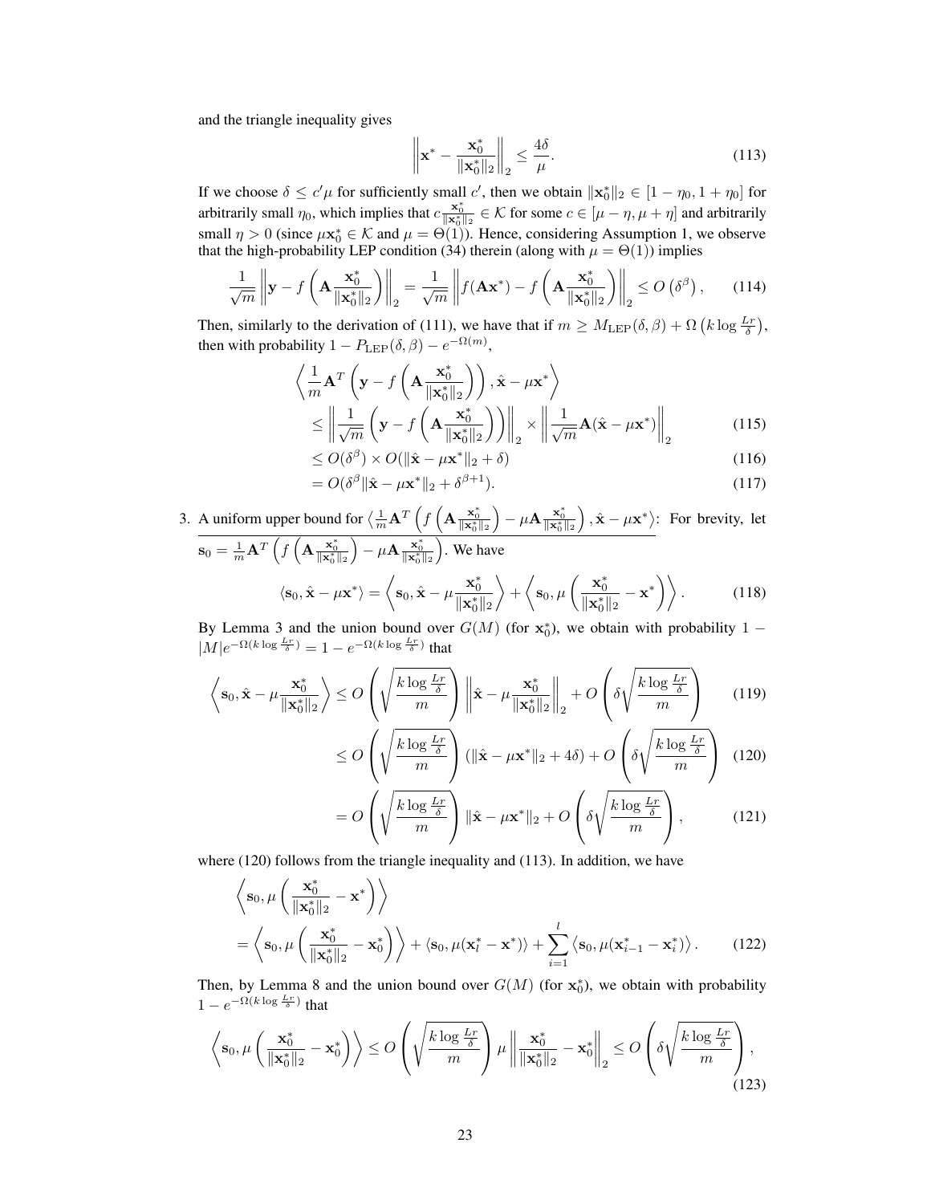and the triangle inequality gives

$$\left\| \mathbf{x}^* - \frac{\mathbf{x}_0^*}{\|\mathbf{x}_0^*\|_2} \right\|_2 \le \frac{4\delta}{\mu}. \tag{113}$$

If we choose $\delta \le c'\mu$ for sufficiently small $c'$, then we obtain $\|\mathbf{x}_0^*\|_2 \in [1-\eta_0, 1+\eta_0]$ for arbitrarily small $\eta_0$, which implies that $c\frac{\mathbf{x}_0^*}{\|\mathbf{x}_0^*\|_2} \in \mathcal{K}$ for some $c \in [\mu - \eta, \mu + \eta]$ and arbitrarily small $\eta > 0$ (since $\mu \mathbf{x}_0^* \in \mathcal{K}$ and $\mu = \Theta(1)$). Hence, considering Assumption 1, we observe that the high-probability LEP condition (34) therein (along with $\mu = \Theta(1)$) implies

$$\frac{1}{\sqrt{m}} \left\| \mathbf{y} - f\left(\mathbf{A}\frac{\mathbf{x}_0^*}{\|\mathbf{x}_0^*\|_2}\right) \right\|_2 = \frac{1}{\sqrt{m}} \left\| f(\mathbf{A}\mathbf{x}^*) - f\left(\mathbf{A}\frac{\mathbf{x}_0^*}{\|\mathbf{x}_0^*\|_2}\right) \right\|_2 \le O\left(\delta^\beta\right), \tag{114}$$

Then, similarly to the derivation of (111), we have that if $m \ge M_{\mathrm{LEP}}(\delta, \beta) + \Omega\left(k \log \frac{Lr}{\delta}\right)$, then with probability $1 - P_{\mathrm{LEP}}(\delta, \beta) - e^{-\Omega(m)}$,

$$\begin{aligned}
&\left\langle \frac{1}{m}\mathbf{A}^T\left(\mathbf{y} - f\left(\mathbf{A}\frac{\mathbf{x}_0^*}{\|\mathbf{x}_0^*\|_2}\right)\right), \hat{\mathbf{x}} - \mu\mathbf{x}^* \right\rangle \\
&\quad \le \left\| \frac{1}{\sqrt{m}}\left(\mathbf{y} - f\left(\mathbf{A}\frac{\mathbf{x}_0^*}{\|\mathbf{x}_0^*\|_2}\right)\right) \right\|_2 \times \left\| \frac{1}{\sqrt{m}}\mathbf{A}(\hat{\mathbf{x}} - \mu\mathbf{x}^*) \right\|_2 &(115)\\
&\quad \le O(\delta^\beta) \times O(\|\hat{\mathbf{x}} - \mu\mathbf{x}^*\|_2 + \delta) &(116)\\
&\quad = O(\delta^\beta \|\hat{\mathbf{x}} - \mu\mathbf{x}^*\|_2 + \delta^{\beta+1}). &(117)
\end{aligned}$$

3. A uniform upper bound for $\left\langle \frac{1}{m}\mathbf{A}^T\left(f\left(\mathbf{A}\frac{\mathbf{x}_0^*}{\|\mathbf{x}_0^*\|_2}\right) - \mu\mathbf{A}\frac{\mathbf{x}_0^*}{\|\mathbf{x}_0^*\|_2}\right), \hat{\mathbf{x}} - \mu\mathbf{x}^*\right\rangle$: For brevity, let $\mathbf{s}_0 = \frac{1}{m}\mathbf{A}^T\left(f\left(\mathbf{A}\frac{\mathbf{x}_0^*}{\|\mathbf{x}_0^*\|_2}\right) - \mu\mathbf{A}\frac{\mathbf{x}_0^*}{\|\mathbf{x}_0^*\|_2}\right)$. We have

$$\langle \mathbf{s}_0, \hat{\mathbf{x}} - \mu\mathbf{x}^* \rangle = \left\langle \mathbf{s}_0, \hat{\mathbf{x}} - \mu\frac{\mathbf{x}_0^*}{\|\mathbf{x}_0^*\|_2} \right\rangle + \left\langle \mathbf{s}_0, \mu\left(\frac{\mathbf{x}_0^*}{\|\mathbf{x}_0^*\|_2} - \mathbf{x}^*\right) \right\rangle. \tag{118}$$

By Lemma 3 and the union bound over $G(M)$ (for $\mathbf{x}_0^*$), we obtain with probability $1 - |M|e^{-\Omega(k \log \frac{Lr}{\delta})} = 1 - e^{-\Omega(k \log \frac{Lr}{\delta})}$ that

$$\begin{aligned}
\left\langle \mathbf{s}_0, \hat{\mathbf{x}} - \mu\frac{\mathbf{x}_0^*}{\|\mathbf{x}_0^*\|_2} \right\rangle &\le O\left(\sqrt{\frac{k \log \frac{Lr}{\delta}}{m}}\right) \left\| \hat{\mathbf{x}} - \mu\frac{\mathbf{x}_0^*}{\|\mathbf{x}_0^*\|_2} \right\|_2 + O\left(\delta\sqrt{\frac{k \log \frac{Lr}{\delta}}{m}}\right) &(119)\\
&\le O\left(\sqrt{\frac{k \log \frac{Lr}{\delta}}{m}}\right) (\|\hat{\mathbf{x}} - \mu\mathbf{x}^*\|_2 + 4\delta) + O\left(\delta\sqrt{\frac{k \log \frac{Lr}{\delta}}{m}}\right) &(120)\\
&= O\left(\sqrt{\frac{k \log \frac{Lr}{\delta}}{m}}\right) \|\hat{\mathbf{x}} - \mu\mathbf{x}^*\|_2 + O\left(\delta\sqrt{\frac{k \log \frac{Lr}{\delta}}{m}}\right), &(121)
\end{aligned}$$

where (120) follows from the triangle inequality and (113). In addition, we have

$$\begin{aligned}
&\left\langle \mathbf{s}_0, \mu\left(\frac{\mathbf{x}_0^*}{\|\mathbf{x}_0^*\|_2} - \mathbf{x}^*\right) \right\rangle \\
&= \left\langle \mathbf{s}_0, \mu\left(\frac{\mathbf{x}_0^*}{\|\mathbf{x}_0^*\|_2} - \mathbf{x}_0^*\right) \right\rangle + \langle \mathbf{s}_0, \mu(\mathbf{x}_l^* - \mathbf{x}^*) \rangle + \sum_{i=1}^{l} \langle \mathbf{s}_0, \mu(\mathbf{x}_{i-1}^* - \mathbf{x}_i^*) \rangle. &(122)
\end{aligned}$$

Then, by Lemma 8 and the union bound over $G(M)$ (for $\mathbf{x}_0^*$), we obtain with probability $1 - e^{-\Omega(k \log \frac{Lr}{\delta})}$ that

$$\left\langle \mathbf{s}_0, \mu\left(\frac{\mathbf{x}_0^*}{\|\mathbf{x}_0^*\|_2} - \mathbf{x}_0^*\right) \right\rangle \le O\left(\sqrt{\frac{k \log \frac{Lr}{\delta}}{m}}\right) \mu \left\| \frac{\mathbf{x}_0^*}{\|\mathbf{x}_0^*\|_2} - \mathbf{x}_0^* \right\|_2 \le O\left(\delta\sqrt{\frac{k \log \frac{Lr}{\delta}}{m}}\right), \tag{123}$$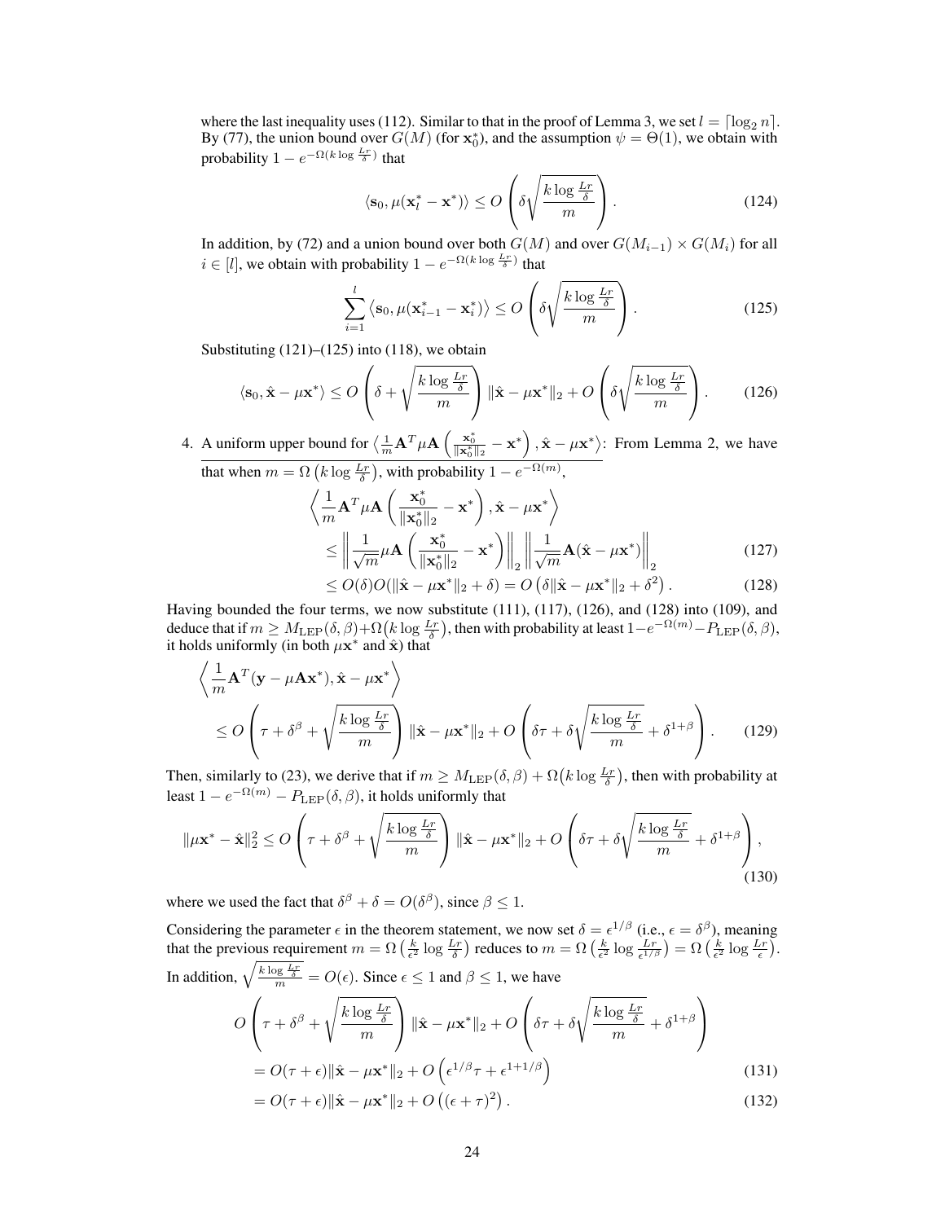where the last inequality uses (112). Similar to that in the proof of Lemma 3, we set $l = \lceil \log_2 n \rceil$. By (77), the union bound over $G(M)$ (for $\mathbf{x}_0^*$), and the assumption $\psi = \Theta(1)$, we obtain with probability $1 - e^{-\Omega(k \log \frac{Lr}{\delta})}$ that

$$\langle \mathbf{s}_0, \mu(\mathbf{x}_l^* - \mathbf{x}^*) \rangle \leq O\left( \delta \sqrt{\frac{k \log \frac{Lr}{\delta}}{m}} \right). \tag{124}$$

In addition, by (72) and a union bound over both $G(M)$ and over $G(M_{i-1}) \times G(M_i)$ for all $i \in [l]$, we obtain with probability $1 - e^{-\Omega(k \log \frac{Lr}{\delta})}$ that

$$\sum_{i=1}^{l} \left\langle \mathbf{s}_0, \mu(\mathbf{x}_{i-1}^* - \mathbf{x}_i^*) \right\rangle \leq O\left( \delta \sqrt{\frac{k \log \frac{Lr}{\delta}}{m}} \right). \tag{125}$$

Substituting (121)–(125) into (118), we obtain

$$\langle \mathbf{s}_0, \hat{\mathbf{x}} - \mu \mathbf{x}^* \rangle \leq O\left( \delta + \sqrt{\frac{k \log \frac{Lr}{\delta}}{m}} \right) \|\hat{\mathbf{x}} - \mu \mathbf{x}^*\|_2 + O\left( \delta \sqrt{\frac{k \log \frac{Lr}{\delta}}{m}} \right). \tag{126}$$

4. A uniform upper bound for $\left\langle \frac{1}{m} \mathbf{A}^T \mu \mathbf{A} \left( \frac{\mathbf{x}_0^*}{\|\mathbf{x}_0^*\|_2} - \mathbf{x}^* \right), \hat{\mathbf{x}} - \mu \mathbf{x}^* \right\rangle$: From Lemma 2, we have that when $m = \Omega\left(k \log \frac{Lr}{\delta}\right)$, with probability $1 - e^{-\Omega(m)}$,

$$\begin{aligned}
&\left\langle \frac{1}{m} \mathbf{A}^T \mu \mathbf{A} \left( \frac{\mathbf{x}_0^*}{\|\mathbf{x}_0^*\|_2} - \mathbf{x}^* \right), \hat{\mathbf{x}} - \mu \mathbf{x}^* \right\rangle \\
&\leq \left\| \frac{1}{\sqrt{m}} \mu \mathbf{A} \left( \frac{\mathbf{x}_0^*}{\|\mathbf{x}_0^*\|_2} - \mathbf{x}^* \right) \right\|_2 \left\| \frac{1}{\sqrt{m}} \mathbf{A}(\hat{\mathbf{x}} - \mu \mathbf{x}^*) \right\|_2 \qquad (127) \\
&\leq O(\delta) O(\|\hat{\mathbf{x}} - \mu \mathbf{x}^*\|_2 + \delta) = O\left( \delta \|\hat{\mathbf{x}} - \mu \mathbf{x}^*\|_2 + \delta^2 \right). \qquad (128)
\end{aligned}$$

Having bounded the four terms, we now substitute (111), (117), (126), and (128) into (109), and deduce that if $m \geq M_{\mathrm{LEP}}(\delta, \beta) + \Omega\left(k \log \frac{Lr}{\delta}\right)$, then with probability at least $1 - e^{-\Omega(m)} - P_{\mathrm{LEP}}(\delta, \beta)$, it holds uniformly (in both $\mu \mathbf{x}^*$ and $\hat{\mathbf{x}}$) that

$$\begin{aligned}
&\left\langle \frac{1}{m} \mathbf{A}^T (\mathbf{y} - \mu \mathbf{A} \mathbf{x}^*), \hat{\mathbf{x}} - \mu \mathbf{x}^* \right\rangle \\
&\leq O\left( \tau + \delta^\beta + \sqrt{\frac{k \log \frac{Lr}{\delta}}{m}} \right) \|\hat{\mathbf{x}} - \mu \mathbf{x}^*\|_2 + O\left( \delta\tau + \delta \sqrt{\frac{k \log \frac{Lr}{\delta}}{m}} + \delta^{1+\beta} \right). \qquad (129)
\end{aligned}$$

Then, similarly to (23), we derive that if $m \geq M_{\mathrm{LEP}}(\delta, \beta) + \Omega\left(k \log \frac{Lr}{\delta}\right)$, then with probability at least $1 - e^{-\Omega(m)} - P_{\mathrm{LEP}}(\delta, \beta)$, it holds uniformly that

$$\|\mu \mathbf{x}^* - \hat{\mathbf{x}}\|_2^2 \leq O\left( \tau + \delta^\beta + \sqrt{\frac{k \log \frac{Lr}{\delta}}{m}} \right) \|\hat{\mathbf{x}} - \mu \mathbf{x}^*\|_2 + O\left( \delta\tau + \delta \sqrt{\frac{k \log \frac{Lr}{\delta}}{m}} + \delta^{1+\beta} \right), \tag{130}$$

where we used the fact that $\delta^\beta + \delta = O(\delta^\beta)$, since $\beta \leq 1$.

Considering the parameter $\epsilon$ in the theorem statement, we now set $\delta = \epsilon^{1/\beta}$ (i.e., $\epsilon = \delta^\beta$), meaning that the previous requirement $m = \Omega\left(\frac{k}{\epsilon^2} \log \frac{Lr}{\delta}\right)$ reduces to $m = \Omega\left(\frac{k}{\epsilon^2} \log \frac{Lr}{\epsilon^{1/\beta}}\right) = \Omega\left(\frac{k}{\epsilon^2} \log \frac{Lr}{\epsilon}\right)$. In addition, $\sqrt{\frac{k \log \frac{Lr}{\delta}}{m}} = O(\epsilon)$. Since $\epsilon \leq 1$ and $\beta \leq 1$, we have

$$\begin{aligned}
&O\left( \tau + \delta^\beta + \sqrt{\frac{k \log \frac{Lr}{\delta}}{m}} \right) \|\hat{\mathbf{x}} - \mu \mathbf{x}^*\|_2 + O\left( \delta\tau + \delta \sqrt{\frac{k \log \frac{Lr}{\delta}}{m}} + \delta^{1+\beta} \right) \\
&= O(\tau + \epsilon) \|\hat{\mathbf{x}} - \mu \mathbf{x}^*\|_2 + O\left( \epsilon^{1/\beta} \tau + \epsilon^{1+1/\beta} \right) \qquad (131) \\
&= O(\tau + \epsilon) \|\hat{\mathbf{x}} - \mu \mathbf{x}^*\|_2 + O\left( (\epsilon + \tau)^2 \right). \qquad (132)
\end{aligned}$$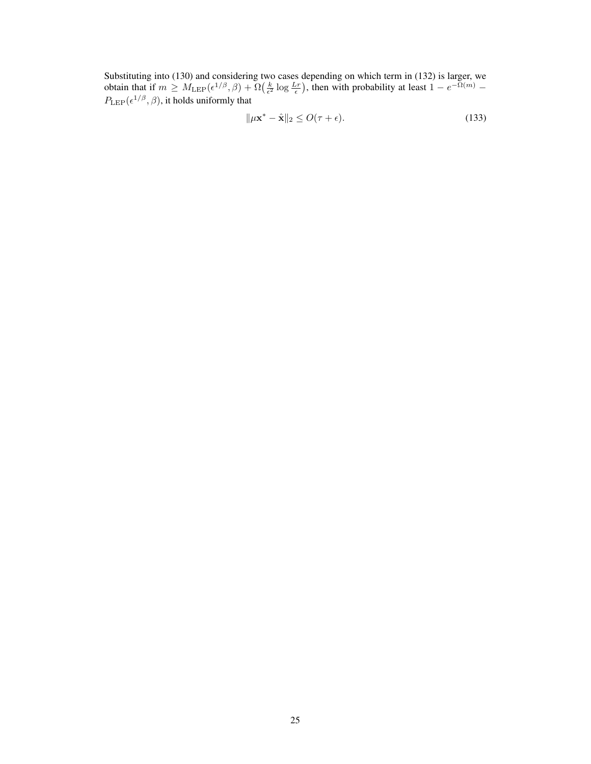Substituting into (130) and considering two cases depending on which term in (132) is larger, we obtain that if $m \geq M_{\mathrm{LEP}}(\epsilon^{1/\beta}, \beta) + \Omega\big(\frac{k}{\epsilon^2}\log\frac{Lr}{\epsilon}\big)$, then with probability at least $1 - e^{-\Omega(m)} - P_{\mathrm{LEP}}(\epsilon^{1/\beta}, \beta)$, it holds uniformly that

$$\|\mu\mathbf{x}^* - \hat{\mathbf{x}}\|_2 \leq O(\tau + \epsilon). \tag{133}$$